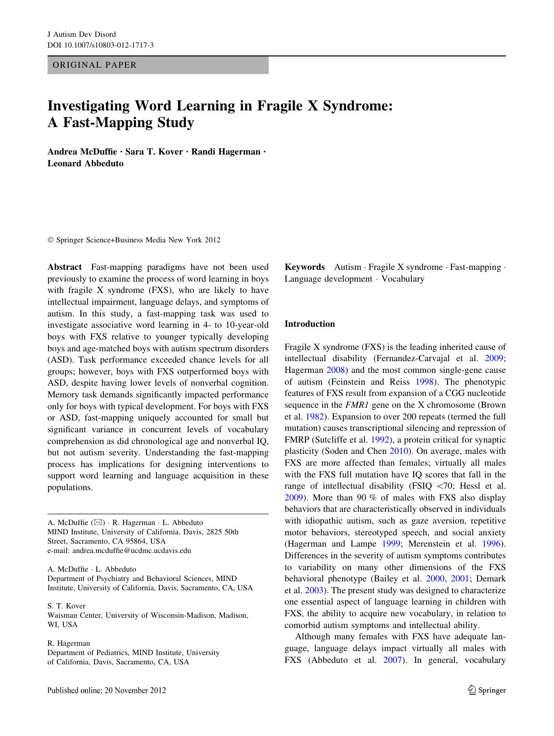ORIGINAL PAPER

# Investigating Word Learning in Fragile X Syndrome: A Fast-Mapping Study

**Andrea McDuffie · Sara T. Kover · Randi Hagerman · Leonard Abbeduto**

© Springer Science+Business Media New York 2012

**Abstract** Fast-mapping paradigms have not been used previously to examine the process of word learning in boys with fragile X syndrome (FXS), who are likely to have intellectual impairment, language delays, and symptoms of autism. In this study, a fast-mapping task was used to investigate associative word learning in 4- to 10-year-old boys with FXS relative to younger typically developing boys and age-matched boys with autism spectrum disorders (ASD). Task performance exceeded chance levels for all groups; however, boys with FXS outperformed boys with ASD, despite having lower levels of nonverbal cognition. Memory task demands significantly impacted performance only for boys with typical development. For boys with FXS or ASD, fast-mapping uniquely accounted for small but significant variance in concurrent levels of vocabulary comprehension as did chronological age and nonverbal IQ, but not autism severity. Understanding the fast-mapping process has implications for designing interventions to support word learning and language acquisition in these populations.

**Keywords** Autism · Fragile X syndrome · Fast-mapping · Language development · Vocabulary

A. McDuffie (✉) · R. Hagerman · L. Abbeduto
MIND Institute, University of California, Davis, 2825 50th Street, Sacramento, CA 95864, USA
e-mail: andrea.mcduffie@ucdmc.ucdavis.edu

A. McDuffie · L. Abbeduto
Department of Psychiatry and Behavioral Sciences, MIND Institute, University of California, Davis, Sacramento, CA, USA

S. T. Kover
Waisman Center, University of Wisconsin-Madison, Madison, WI, USA

R. Hagerman
Department of Pediatrics, MIND Institute, University of California, Davis, Sacramento, CA, USA

## Introduction

Fragile X syndrome (FXS) is the leading inherited cause of intellectual disability (Fernandez-Carvajal et al. 2009; Hagerman 2008) and the most common single-gene cause of autism (Feinstein and Reiss 1998). The phenotypic features of FXS result from expansion of a CGG nucleotide sequence in the *FMR1* gene on the X chromosome (Brown et al. 1982). Expansion to over 200 repeats (termed the full mutation) causes transcriptional silencing and repression of FMRP (Sutcliffe et al. 1992), a protein critical for synaptic plasticity (Soden and Chen 2010). On average, males with FXS are more affected than females; virtually all males with the FXS full mutation have IQ scores that fall in the range of intellectual disability (FSIQ <70; Hessl et al. 2009). More than 90 % of males with FXS also display behaviors that are characteristically observed in individuals with idiopathic autism, such as gaze aversion, repetitive motor behaviors, stereotyped speech, and social anxiety (Hagerman and Lampe 1999; Merenstein et al. 1996). Differences in the severity of autism symptoms contributes to variability on many other dimensions of the FXS behavioral phenotype (Bailey et al. 2000, 2001; Demark et al. 2003). The present study was designed to characterize one essential aspect of language learning in children with FXS, the ability to acquire new vocabulary, in relation to comorbid autism symptoms and intellectual ability.

Although many females with FXS have adequate language, language delays impact virtually all males with FXS (Abbeduto et al. 2007). In general, vocabulary

Published online: 20 November 2012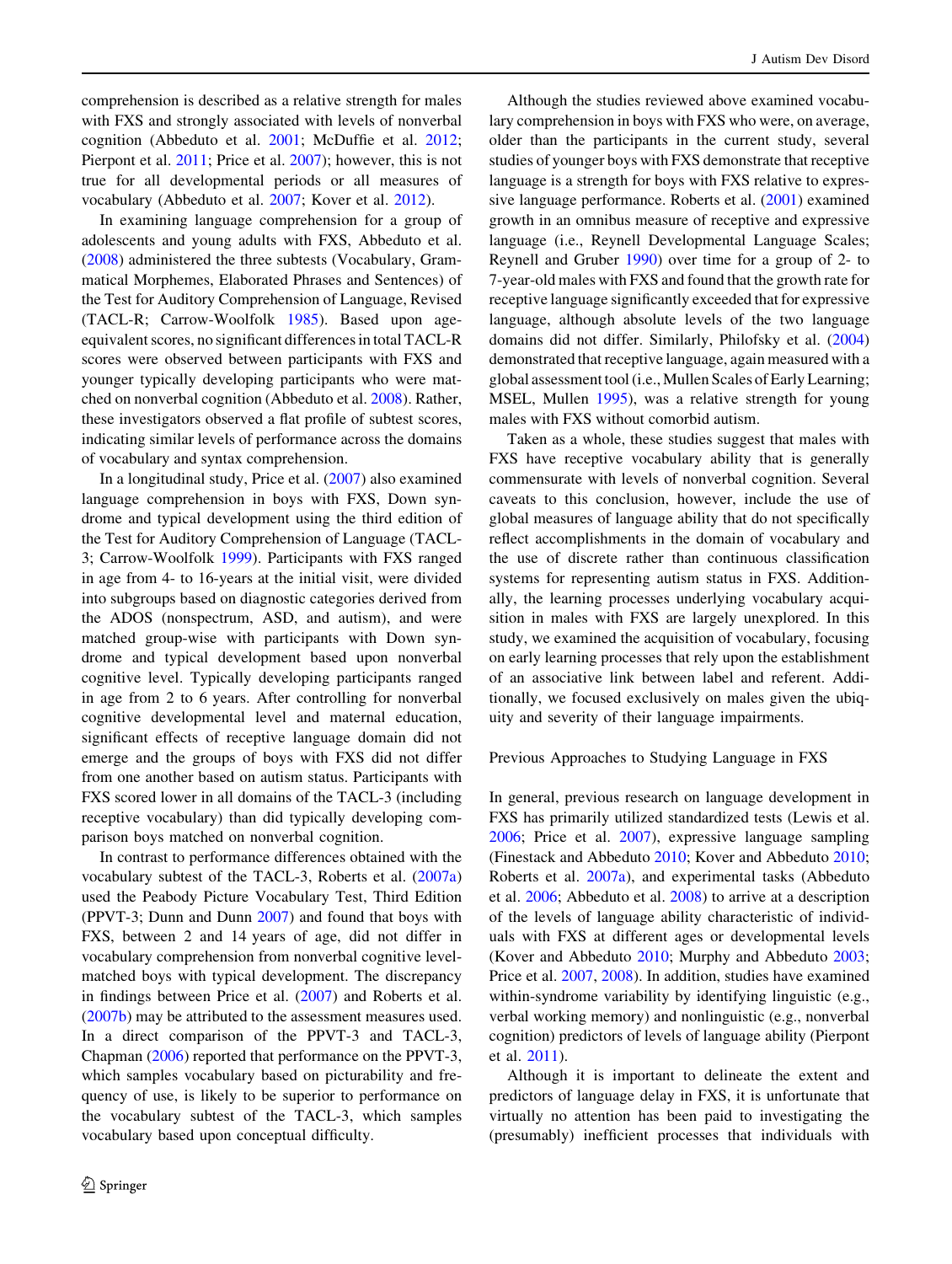comprehension is described as a relative strength for males with FXS and strongly associated with levels of nonverbal cognition (Abbeduto et al. 2001; McDuffie et al. 2012; Pierpont et al. 2011; Price et al. 2007); however, this is not true for all developmental periods or all measures of vocabulary (Abbeduto et al. 2007; Kover et al. 2012).

In examining language comprehension for a group of adolescents and young adults with FXS, Abbeduto et al. (2008) administered the three subtests (Vocabulary, Grammatical Morphemes, Elaborated Phrases and Sentences) of the Test for Auditory Comprehension of Language, Revised (TACL-R; Carrow-Woolfolk 1985). Based upon age-equivalent scores, no significant differences in total TACL-R scores were observed between participants with FXS and younger typically developing participants who were matched on nonverbal cognition (Abbeduto et al. 2008). Rather, these investigators observed a flat profile of subtest scores, indicating similar levels of performance across the domains of vocabulary and syntax comprehension.

In a longitudinal study, Price et al. (2007) also examined language comprehension in boys with FXS, Down syndrome and typical development using the third edition of the Test for Auditory Comprehension of Language (TACL-3; Carrow-Woolfolk 1999). Participants with FXS ranged in age from 4- to 16-years at the initial visit, were divided into subgroups based on diagnostic categories derived from the ADOS (nonspectrum, ASD, and autism), and were matched group-wise with participants with Down syndrome and typical development based upon nonverbal cognitive level. Typically developing participants ranged in age from 2 to 6 years. After controlling for nonverbal cognitive developmental level and maternal education, significant effects of receptive language domain did not emerge and the groups of boys with FXS did not differ from one another based on autism status. Participants with FXS scored lower in all domains of the TACL-3 (including receptive vocabulary) than did typically developing comparison boys matched on nonverbal cognition.

In contrast to performance differences obtained with the vocabulary subtest of the TACL-3, Roberts et al. (2007a) used the Peabody Picture Vocabulary Test, Third Edition (PPVT-3; Dunn and Dunn 2007) and found that boys with FXS, between 2 and 14 years of age, did not differ in vocabulary comprehension from nonverbal cognitive level-matched boys with typical development. The discrepancy in findings between Price et al. (2007) and Roberts et al. (2007b) may be attributed to the assessment measures used. In a direct comparison of the PPVT-3 and TACL-3, Chapman (2006) reported that performance on the PPVT-3, which samples vocabulary based on picturability and frequency of use, is likely to be superior to performance on the vocabulary subtest of the TACL-3, which samples vocabulary based upon conceptual difficulty.

Although the studies reviewed above examined vocabulary comprehension in boys with FXS who were, on average, older than the participants in the current study, several studies of younger boys with FXS demonstrate that receptive language is a strength for boys with FXS relative to expressive language performance. Roberts et al. (2001) examined growth in an omnibus measure of receptive and expressive language (i.e., Reynell Developmental Language Scales; Reynell and Gruber 1990) over time for a group of 2- to 7-year-old males with FXS and found that the growth rate for receptive language significantly exceeded that for expressive language, although absolute levels of the two language domains did not differ. Similarly, Philofsky et al. (2004) demonstrated that receptive language, again measured with a global assessment tool (i.e., Mullen Scales of Early Learning; MSEL, Mullen 1995), was a relative strength for young males with FXS without comorbid autism.

Taken as a whole, these studies suggest that males with FXS have receptive vocabulary ability that is generally commensurate with levels of nonverbal cognition. Several caveats to this conclusion, however, include the use of global measures of language ability that do not specifically reflect accomplishments in the domain of vocabulary and the use of discrete rather than continuous classification systems for representing autism status in FXS. Additionally, the learning processes underlying vocabulary acquisition in males with FXS are largely unexplored. In this study, we examined the acquisition of vocabulary, focusing on early learning processes that rely upon the establishment of an associative link between label and referent. Additionally, we focused exclusively on males given the ubiquity and severity of their language impairments.

## Previous Approaches to Studying Language in FXS

In general, previous research on language development in FXS has primarily utilized standardized tests (Lewis et al. 2006; Price et al. 2007), expressive language sampling (Finestack and Abbeduto 2010; Kover and Abbeduto 2010; Roberts et al. 2007a), and experimental tasks (Abbeduto et al. 2006; Abbeduto et al. 2008) to arrive at a description of the levels of language ability characteristic of individuals with FXS at different ages or developmental levels (Kover and Abbeduto 2010; Murphy and Abbeduto 2003; Price et al. 2007, 2008). In addition, studies have examined within-syndrome variability by identifying linguistic (e.g., verbal working memory) and nonlinguistic (e.g., nonverbal cognition) predictors of levels of language ability (Pierpont et al. 2011).

Although it is important to delineate the extent and predictors of language delay in FXS, it is unfortunate that virtually no attention has been paid to investigating the (presumably) inefficient processes that individuals with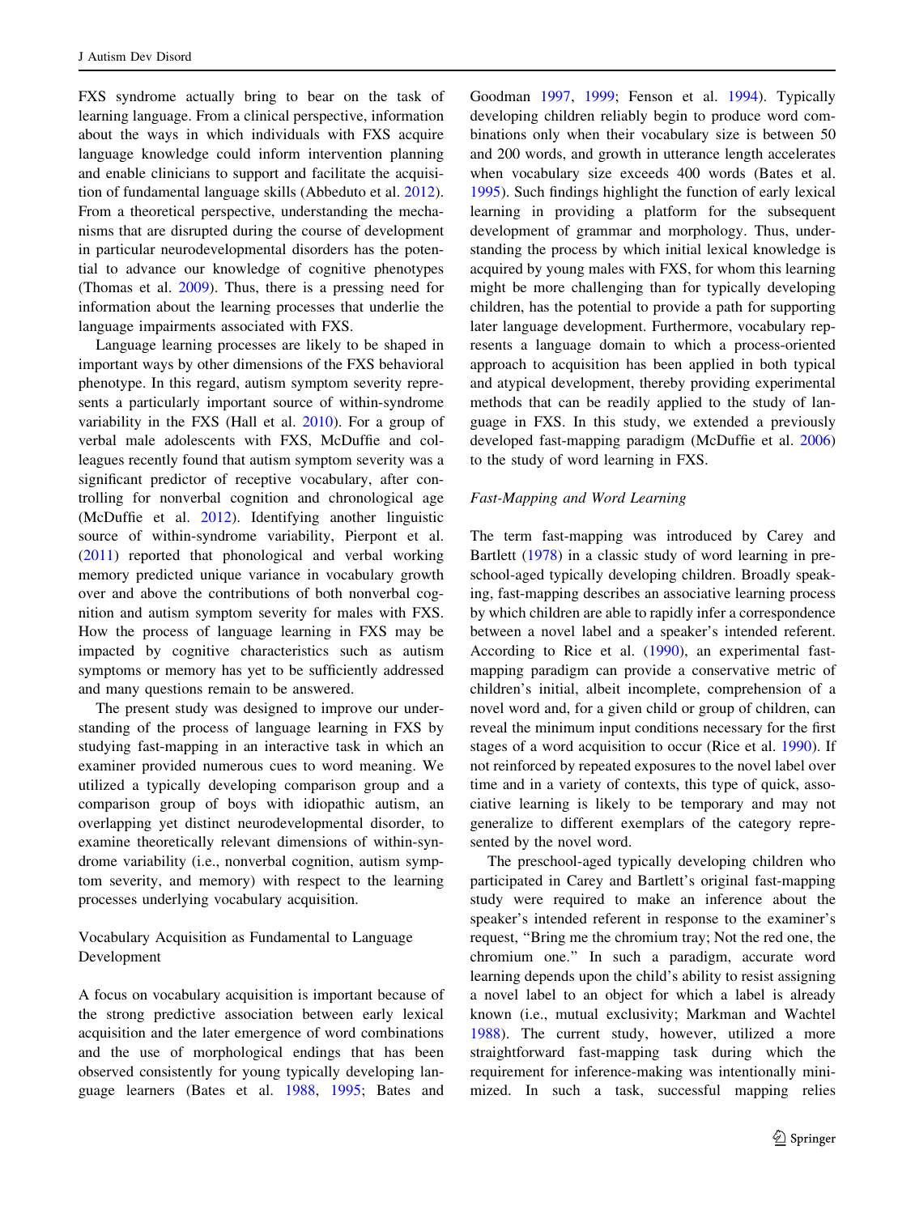FXS syndrome actually bring to bear on the task of learning language. From a clinical perspective, information about the ways in which individuals with FXS acquire language knowledge could inform intervention planning and enable clinicians to support and facilitate the acquisition of fundamental language skills (Abbeduto et al. 2012). From a theoretical perspective, understanding the mechanisms that are disrupted during the course of development in particular neurodevelopmental disorders has the potential to advance our knowledge of cognitive phenotypes (Thomas et al. 2009). Thus, there is a pressing need for information about the learning processes that underlie the language impairments associated with FXS.

Language learning processes are likely to be shaped in important ways by other dimensions of the FXS behavioral phenotype. In this regard, autism symptom severity represents a particularly important source of within-syndrome variability in the FXS (Hall et al. 2010). For a group of verbal male adolescents with FXS, McDuffie and colleagues recently found that autism symptom severity was a significant predictor of receptive vocabulary, after controlling for nonverbal cognition and chronological age (McDuffie et al. 2012). Identifying another linguistic source of within-syndrome variability, Pierpont et al. (2011) reported that phonological and verbal working memory predicted unique variance in vocabulary growth over and above the contributions of both nonverbal cognition and autism symptom severity for males with FXS. How the process of language learning in FXS may be impacted by cognitive characteristics such as autism symptoms or memory has yet to be sufficiently addressed and many questions remain to be answered.

The present study was designed to improve our understanding of the process of language learning in FXS by studying fast-mapping in an interactive task in which an examiner provided numerous cues to word meaning. We utilized a typically developing comparison group and a comparison group of boys with idiopathic autism, an overlapping yet distinct neurodevelopmental disorder, to examine theoretically relevant dimensions of within-syndrome variability (i.e., nonverbal cognition, autism symptom severity, and memory) with respect to the learning processes underlying vocabulary acquisition.

## Vocabulary Acquisition as Fundamental to Language Development

A focus on vocabulary acquisition is important because of the strong predictive association between early lexical acquisition and the later emergence of word combinations and the use of morphological endings that has been observed consistently for young typically developing language learners (Bates et al. 1988, 1995; Bates and Goodman 1997, 1999; Fenson et al. 1994). Typically developing children reliably begin to produce word combinations only when their vocabulary size is between 50 and 200 words, and growth in utterance length accelerates when vocabulary size exceeds 400 words (Bates et al. 1995). Such findings highlight the function of early lexical learning in providing a platform for the subsequent development of grammar and morphology. Thus, understanding the process by which initial lexical knowledge is acquired by young males with FXS, for whom this learning might be more challenging than for typically developing children, has the potential to provide a path for supporting later language development. Furthermore, vocabulary represents a language domain to which a process-oriented approach to acquisition has been applied in both typical and atypical development, thereby providing experimental methods that can be readily applied to the study of language in FXS. In this study, we extended a previously developed fast-mapping paradigm (McDuffie et al. 2006) to the study of word learning in FXS.

### *Fast-Mapping and Word Learning*

The term fast-mapping was introduced by Carey and Bartlett (1978) in a classic study of word learning in preschool-aged typically developing children. Broadly speaking, fast-mapping describes an associative learning process by which children are able to rapidly infer a correspondence between a novel label and a speaker's intended referent. According to Rice et al. (1990), an experimental fast-mapping paradigm can provide a conservative metric of children's initial, albeit incomplete, comprehension of a novel word and, for a given child or group of children, can reveal the minimum input conditions necessary for the first stages of a word acquisition to occur (Rice et al. 1990). If not reinforced by repeated exposures to the novel label over time and in a variety of contexts, this type of quick, associative learning is likely to be temporary and may not generalize to different exemplars of the category represented by the novel word.

The preschool-aged typically developing children who participated in Carey and Bartlett's original fast-mapping study were required to make an inference about the speaker's intended referent in response to the examiner's request, "Bring me the chromium tray; Not the red one, the chromium one." In such a paradigm, accurate word learning depends upon the child's ability to resist assigning a novel label to an object for which a label is already known (i.e., mutual exclusivity; Markman and Wachtel 1988). The current study, however, utilized a more straightforward fast-mapping task during which the requirement for inference-making was intentionally minimized. In such a task, successful mapping relies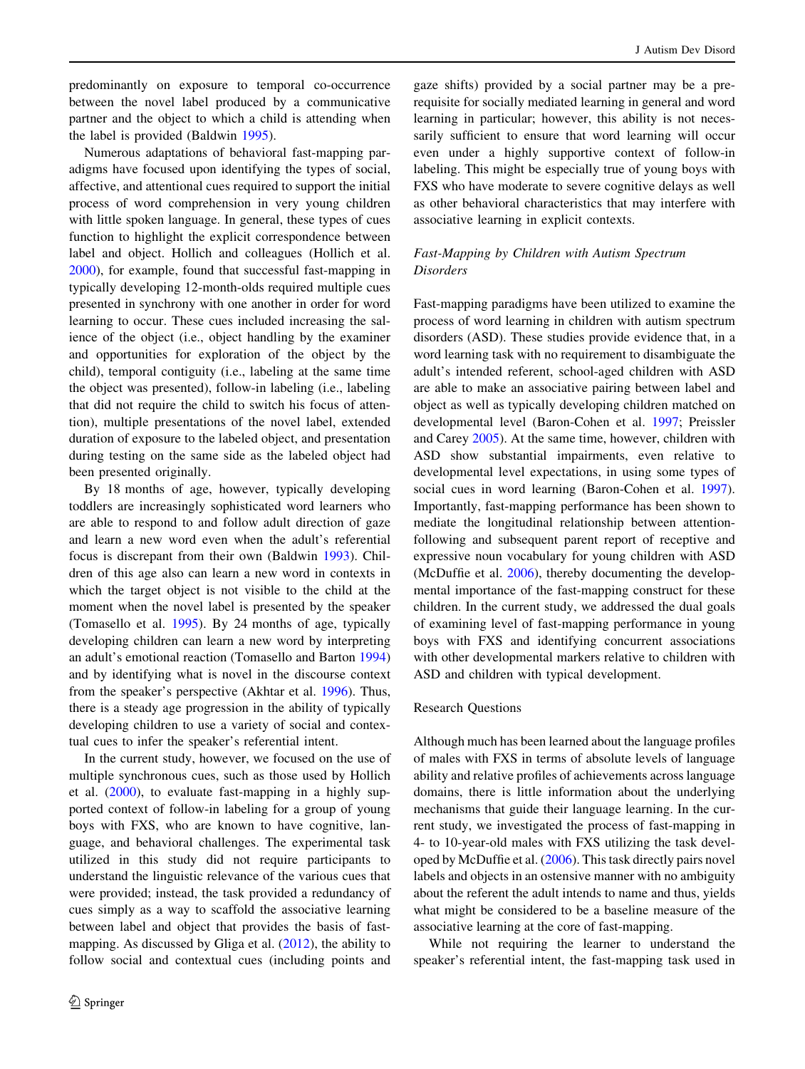predominantly on exposure to temporal co-occurrence between the novel label produced by a communicative partner and the object to which a child is attending when the label is provided (Baldwin 1995).

Numerous adaptations of behavioral fast-mapping paradigms have focused upon identifying the types of social, affective, and attentional cues required to support the initial process of word comprehension in very young children with little spoken language. In general, these types of cues function to highlight the explicit correspondence between label and object. Hollich and colleagues (Hollich et al. 2000), for example, found that successful fast-mapping in typically developing 12-month-olds required multiple cues presented in synchrony with one another in order for word learning to occur. These cues included increasing the salience of the object (i.e., object handling by the examiner and opportunities for exploration of the object by the child), temporal contiguity (i.e., labeling at the same time the object was presented), follow-in labeling (i.e., labeling that did not require the child to switch his focus of attention), multiple presentations of the novel label, extended duration of exposure to the labeled object, and presentation during testing on the same side as the labeled object had been presented originally.

By 18 months of age, however, typically developing toddlers are increasingly sophisticated word learners who are able to respond to and follow adult direction of gaze and learn a new word even when the adult's referential focus is discrepant from their own (Baldwin 1993). Children of this age also can learn a new word in contexts in which the target object is not visible to the child at the moment when the novel label is presented by the speaker (Tomasello et al. 1995). By 24 months of age, typically developing children can learn a new word by interpreting an adult's emotional reaction (Tomasello and Barton 1994) and by identifying what is novel in the discourse context from the speaker's perspective (Akhtar et al. 1996). Thus, there is a steady age progression in the ability of typically developing children to use a variety of social and contextual cues to infer the speaker's referential intent.

In the current study, however, we focused on the use of multiple synchronous cues, such as those used by Hollich et al. (2000), to evaluate fast-mapping in a highly supported context of follow-in labeling for a group of young boys with FXS, who are known to have cognitive, language, and behavioral challenges. The experimental task utilized in this study did not require participants to understand the linguistic relevance of the various cues that were provided; instead, the task provided a redundancy of cues simply as a way to scaffold the associative learning between label and object that provides the basis of fast-mapping. As discussed by Gliga et al. (2012), the ability to follow social and contextual cues (including points and gaze shifts) provided by a social partner may be a prerequisite for socially mediated learning in general and word learning in particular; however, this ability is not necessarily sufficient to ensure that word learning will occur even under a highly supportive context of follow-in labeling. This might be especially true of young boys with FXS who have moderate to severe cognitive delays as well as other behavioral characteristics that may interfere with associative learning in explicit contexts.

### *Fast-Mapping by Children with Autism Spectrum Disorders*

Fast-mapping paradigms have been utilized to examine the process of word learning in children with autism spectrum disorders (ASD). These studies provide evidence that, in a word learning task with no requirement to disambiguate the adult's intended referent, school-aged children with ASD are able to make an associative pairing between label and object as well as typically developing children matched on developmental level (Baron-Cohen et al. 1997; Preissler and Carey 2005). At the same time, however, children with ASD show substantial impairments, even relative to developmental level expectations, in using some types of social cues in word learning (Baron-Cohen et al. 1997). Importantly, fast-mapping performance has been shown to mediate the longitudinal relationship between attention-following and subsequent parent report of receptive and expressive noun vocabulary for young children with ASD (McDuffie et al. 2006), thereby documenting the developmental importance of the fast-mapping construct for these children. In the current study, we addressed the dual goals of examining level of fast-mapping performance in young boys with FXS and identifying concurrent associations with other developmental markers relative to children with ASD and children with typical development.

## Research Questions

Although much has been learned about the language profiles of males with FXS in terms of absolute levels of language ability and relative profiles of achievements across language domains, there is little information about the underlying mechanisms that guide their language learning. In the current study, we investigated the process of fast-mapping in 4- to 10-year-old males with FXS utilizing the task developed by McDuffie et al. (2006). This task directly pairs novel labels and objects in an ostensive manner with no ambiguity about the referent the adult intends to name and thus, yields what might be considered to be a baseline measure of the associative learning at the core of fast-mapping.

While not requiring the learner to understand the speaker's referential intent, the fast-mapping task used in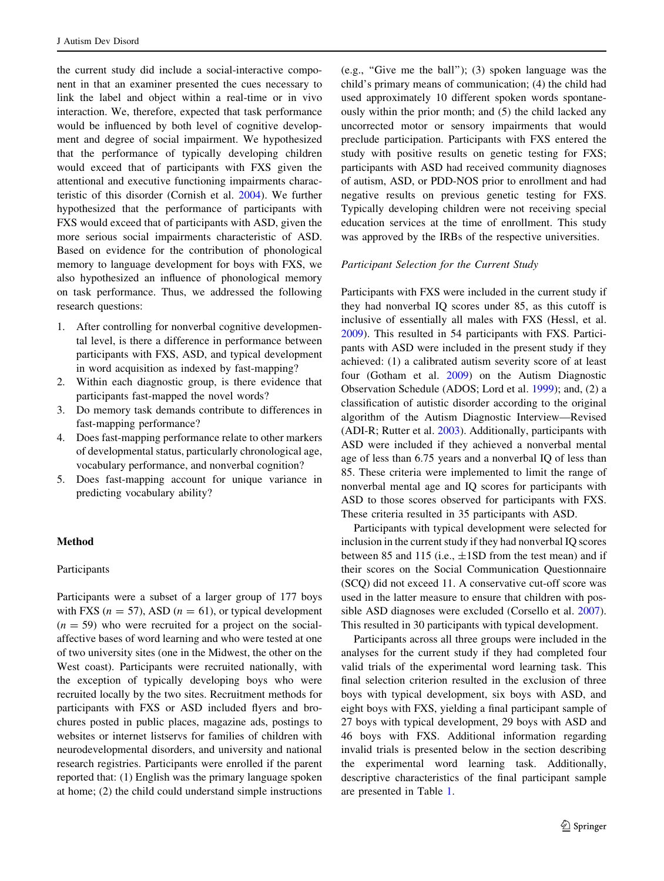the current study did include a social-interactive component in that an examiner presented the cues necessary to link the label and object within a real-time or in vivo interaction. We, therefore, expected that task performance would be influenced by both level of cognitive development and degree of social impairment. We hypothesized that the performance of typically developing children would exceed that of participants with FXS given the attentional and executive functioning impairments characteristic of this disorder (Cornish et al. 2004). We further hypothesized that the performance of participants with FXS would exceed that of participants with ASD, given the more serious social impairments characteristic of ASD. Based on evidence for the contribution of phonological memory to language development for boys with FXS, we also hypothesized an influence of phonological memory on task performance. Thus, we addressed the following research questions:

1. After controlling for nonverbal cognitive developmental level, is there a difference in performance between participants with FXS, ASD, and typical development in word acquisition as indexed by fast-mapping?
2. Within each diagnostic group, is there evidence that participants fast-mapped the novel words?
3. Do memory task demands contribute to differences in fast-mapping performance?
4. Does fast-mapping performance relate to other markers of developmental status, particularly chronological age, vocabulary performance, and nonverbal cognition?
5. Does fast-mapping account for unique variance in predicting vocabulary ability?

## Method

### Participants

Participants were a subset of a larger group of 177 boys with FXS ($n = 57$), ASD ($n = 61$), or typical development ($n = 59$) who were recruited for a project on the social-affective bases of word learning and who were tested at one of two university sites (one in the Midwest, the other on the West coast). Participants were recruited nationally, with the exception of typically developing boys who were recruited locally by the two sites. Recruitment methods for participants with FXS or ASD included flyers and brochures posted in public places, magazine ads, postings to websites or internet listservs for families of children with neurodevelopmental disorders, and university and national research registries. Participants were enrolled if the parent reported that: (1) English was the primary language spoken at home; (2) the child could understand simple instructions (e.g., "Give me the ball"); (3) spoken language was the child's primary means of communication; (4) the child had used approximately 10 different spoken words spontaneously within the prior month; and (5) the child lacked any uncorrected motor or sensory impairments that would preclude participation. Participants with FXS entered the study with positive results on genetic testing for FXS; participants with ASD had received community diagnoses of autism, ASD, or PDD-NOS prior to enrollment and had negative results on previous genetic testing for FXS. Typically developing children were not receiving special education services at the time of enrollment. This study was approved by the IRBs of the respective universities.

#### *Participant Selection for the Current Study*

Participants with FXS were included in the current study if they had nonverbal IQ scores under 85, as this cutoff is inclusive of essentially all males with FXS (Hessl, et al. 2009). This resulted in 54 participants with FXS. Participants with ASD were included in the present study if they achieved: (1) a calibrated autism severity score of at least four (Gotham et al. 2009) on the Autism Diagnostic Observation Schedule (ADOS; Lord et al. 1999); and, (2) a classification of autistic disorder according to the original algorithm of the Autism Diagnostic Interview—Revised (ADI-R; Rutter et al. 2003). Additionally, participants with ASD were included if they achieved a nonverbal mental age of less than 6.75 years and a nonverbal IQ of less than 85. These criteria were implemented to limit the range of nonverbal mental age and IQ scores for participants with ASD to those scores observed for participants with FXS. These criteria resulted in 35 participants with ASD.

Participants with typical development were selected for inclusion in the current study if they had nonverbal IQ scores between 85 and 115 (i.e., ±1SD from the test mean) and if their scores on the Social Communication Questionnaire (SCQ) did not exceed 11. A conservative cut-off score was used in the latter measure to ensure that children with possible ASD diagnoses were excluded (Corsello et al. 2007). This resulted in 30 participants with typical development.

Participants across all three groups were included in the analyses for the current study if they had completed four valid trials of the experimental word learning task. This final selection criterion resulted in the exclusion of three boys with typical development, six boys with ASD, and eight boys with FXS, yielding a final participant sample of 27 boys with typical development, 29 boys with ASD and 46 boys with FXS. Additional information regarding invalid trials is presented below in the section describing the experimental word learning task. Additionally, descriptive characteristics of the final participant sample are presented in Table 1.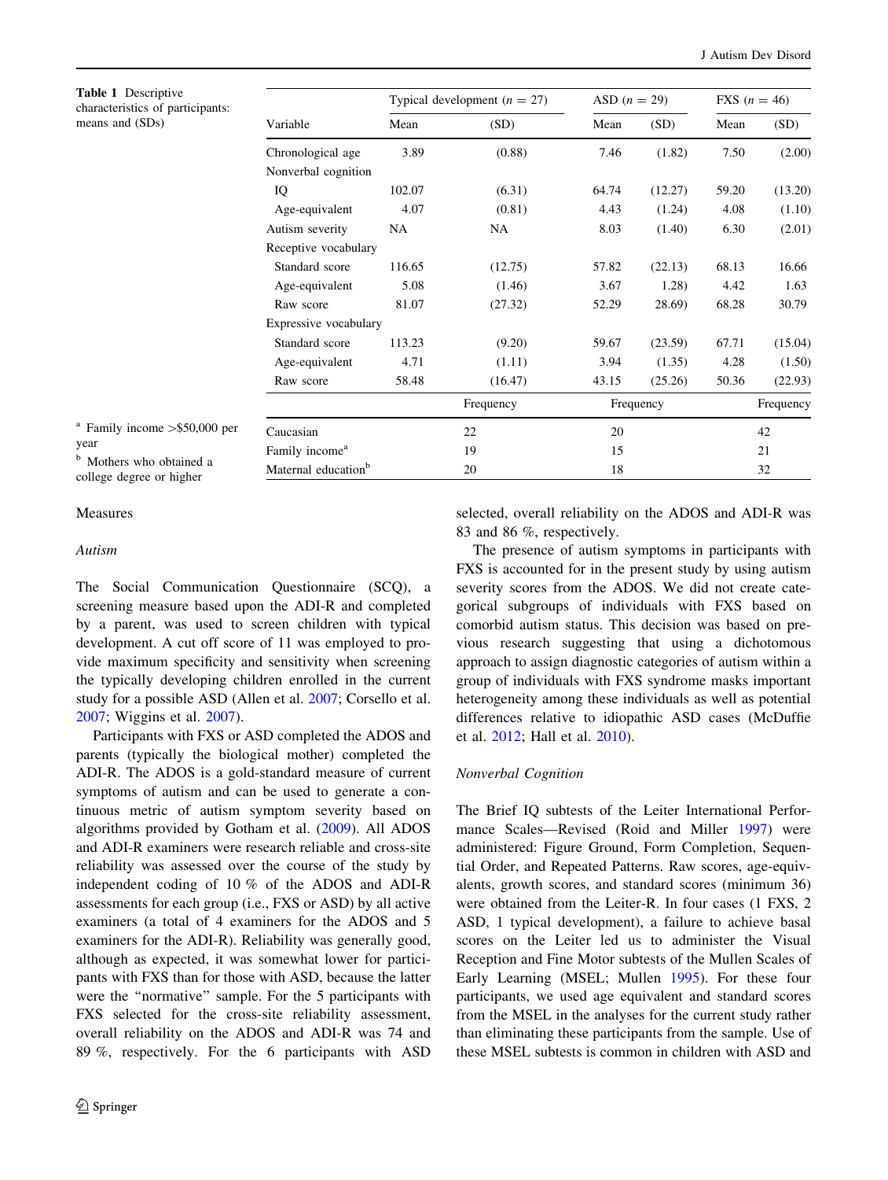**Table 1** Descriptive characteristics of participants: means and (SDs)

| Variable | Typical development ($n = 27$) | | ASD ($n = 29$) | | FXS ($n = 46$) | |
|---|---|---|---|---|---|---|
| | Mean | (SD) | Mean | (SD) | Mean | (SD) |
| Chronological age | 3.89 | (0.88) | 7.46 | (1.82) | 7.50 | (2.00) |
| Nonverbal cognition | | | | | | |
| IQ | 102.07 | (6.31) | 64.74 | (12.27) | 59.20 | (13.20) |
| Age-equivalent | 4.07 | (0.81) | 4.43 | (1.24) | 4.08 | (1.10) |
| Autism severity | NA | NA | 8.03 | (1.40) | 6.30 | (2.01) |
| Receptive vocabulary | | | | | | |
| Standard score | 116.65 | (12.75) | 57.82 | (22.13) | 68.13 | 16.66 |
| Age-equivalent | 5.08 | (1.46) | 3.67 | 1.28) | 4.42 | 1.63 |
| Raw score | 81.07 | (27.32) | 52.29 | 28.69) | 68.28 | 30.79 |
| Expressive vocabulary | | | | | | |
| Standard score | 113.23 | (9.20) | 59.67 | (23.59) | 67.71 | (15.04) |
| Age-equivalent | 4.71 | (1.11) | 3.94 | (1.35) | 4.28 | (1.50) |
| Raw score | 58.48 | (16.47) | 43.15 | (25.26) | 50.36 | (22.93) |
| | | Frequency | | Frequency | | Frequency |
| Caucasian | | 22 | | 20 | | 42 |
| Family income[a] | | 19 | | 15 | | 21 |
| Maternal education[b] | | 20 | | 18 | | 32 |

[a] Family income >$50,000 per year

[b] Mothers who obtained a college degree or higher

### Measures

#### *Autism*

The Social Communication Questionnaire (SCQ), a screening measure based upon the ADI-R and completed by a parent, was used to screen children with typical development. A cut off score of 11 was employed to provide maximum specificity and sensitivity when screening the typically developing children enrolled in the current study for a possible ASD (Allen et al. 2007; Corsello et al. 2007; Wiggins et al. 2007).

Participants with FXS or ASD completed the ADOS and parents (typically the biological mother) completed the ADI-R. The ADOS is a gold-standard measure of current symptoms of autism and can be used to generate a continuous metric of autism symptom severity based on algorithms provided by Gotham et al. (2009). All ADOS and ADI-R examiners were research reliable and cross-site reliability was assessed over the course of the study by independent coding of 10 % of the ADOS and ADI-R assessments for each group (i.e., FXS or ASD) by all active examiners (a total of 4 examiners for the ADOS and 5 examiners for the ADI-R). Reliability was generally good, although as expected, it was somewhat lower for participants with FXS than for those with ASD, because the latter were the "normative" sample. For the 5 participants with FXS selected for the cross-site reliability assessment, overall reliability on the ADOS and ADI-R was 74 and 89 %, respectively. For the 6 participants with ASD selected, overall reliability on the ADOS and ADI-R was 83 and 86 %, respectively.

The presence of autism symptoms in participants with FXS is accounted for in the present study by using autism severity scores from the ADOS. We did not create categorical subgroups of individuals with FXS based on comorbid autism status. This decision was based on previous research suggesting that using a dichotomous approach to assign diagnostic categories of autism within a group of individuals with FXS syndrome masks important heterogeneity among these individuals as well as potential differences relative to idiopathic ASD cases (McDuffie et al. 2012; Hall et al. 2010).

#### *Nonverbal Cognition*

The Brief IQ subtests of the Leiter International Performance Scales—Revised (Roid and Miller 1997) were administered: Figure Ground, Form Completion, Sequential Order, and Repeated Patterns. Raw scores, age-equivalents, growth scores, and standard scores (minimum 36) were obtained from the Leiter-R. In four cases (1 FXS, 2 ASD, 1 typical development), a failure to achieve basal scores on the Leiter led us to administer the Visual Reception and Fine Motor subtests of the Mullen Scales of Early Learning (MSEL; Mullen 1995). For these four participants, we used age equivalent and standard scores from the MSEL in the analyses for the current study rather than eliminating these participants from the sample. Use of these MSEL subtests is common in children with ASD and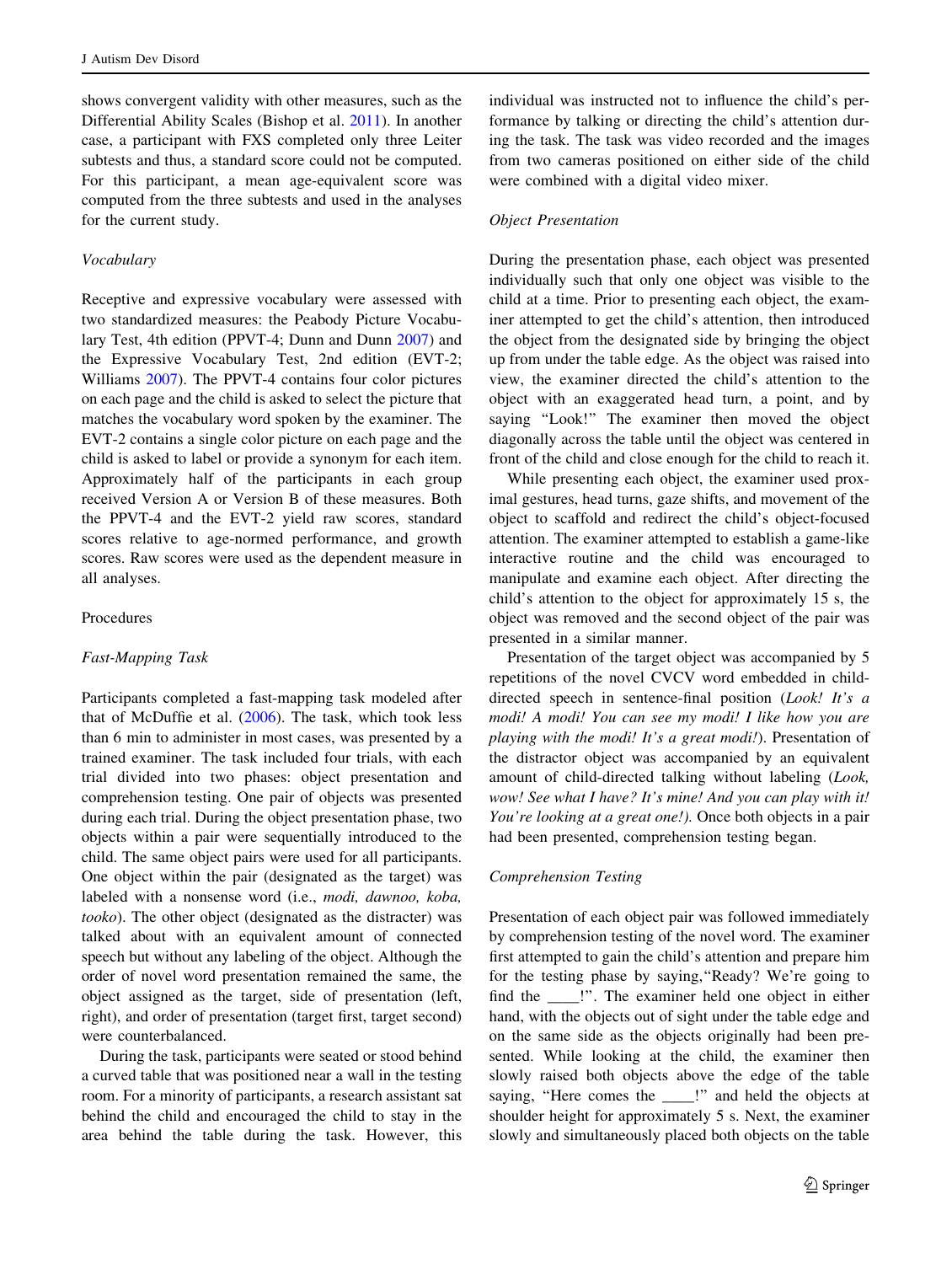shows convergent validity with other measures, such as the Differential Ability Scales (Bishop et al. 2011). In another case, a participant with FXS completed only three Leiter subtests and thus, a standard score could not be computed. For this participant, a mean age-equivalent score was computed from the three subtests and used in the analyses for the current study.

#### Vocabulary

Receptive and expressive vocabulary were assessed with two standardized measures: the Peabody Picture Vocabulary Test, 4th edition (PPVT-4; Dunn and Dunn 2007) and the Expressive Vocabulary Test, 2nd edition (EVT-2; Williams 2007). The PPVT-4 contains four color pictures on each page and the child is asked to select the picture that matches the vocabulary word spoken by the examiner. The EVT-2 contains a single color picture on each page and the child is asked to label or provide a synonym for each item. Approximately half of the participants in each group received Version A or Version B of these measures. Both the PPVT-4 and the EVT-2 yield raw scores, standard scores relative to age-normed performance, and growth scores. Raw scores were used as the dependent measure in all analyses.

### Procedures

#### Fast-Mapping Task

Participants completed a fast-mapping task modeled after that of McDuffie et al. (2006). The task, which took less than 6 min to administer in most cases, was presented by a trained examiner. The task included four trials, with each trial divided into two phases: object presentation and comprehension testing. One pair of objects was presented during each trial. During the object presentation phase, two objects within a pair were sequentially introduced to the child. The same object pairs were used for all participants. One object within the pair (designated as the target) was labeled with a nonsense word (i.e., *modi, dawnoo, koba, tooko*). The other object (designated as the distracter) was talked about with an equivalent amount of connected speech but without any labeling of the object. Although the order of novel word presentation remained the same, the object assigned as the target, side of presentation (left, right), and order of presentation (target first, target second) were counterbalanced.

During the task, participants were seated or stood behind a curved table that was positioned near a wall in the testing room. For a minority of participants, a research assistant sat behind the child and encouraged the child to stay in the area behind the table during the task. However, this individual was instructed not to influence the child's performance by talking or directing the child's attention during the task. The task was video recorded and the images from two cameras positioned on either side of the child were combined with a digital video mixer.

#### Object Presentation

During the presentation phase, each object was presented individually such that only one object was visible to the child at a time. Prior to presenting each object, the examiner attempted to get the child's attention, then introduced the object from the designated side by bringing the object up from under the table edge. As the object was raised into view, the examiner directed the child's attention to the object with an exaggerated head turn, a point, and by saying "Look!" The examiner then moved the object diagonally across the table until the object was centered in front of the child and close enough for the child to reach it.

While presenting each object, the examiner used proximal gestures, head turns, gaze shifts, and movement of the object to scaffold and redirect the child's object-focused attention. The examiner attempted to establish a game-like interactive routine and the child was encouraged to manipulate and examine each object. After directing the child's attention to the object for approximately 15 s, the object was removed and the second object of the pair was presented in a similar manner.

Presentation of the target object was accompanied by 5 repetitions of the novel CVCV word embedded in child-directed speech in sentence-final position (*Look! It's a modi! A modi! You can see my modi! I like how you are playing with the modi! It's a great modi!*). Presentation of the distractor object was accompanied by an equivalent amount of child-directed talking without labeling (*Look, wow! See what I have? It's mine! And you can play with it! You're looking at a great one!*). Once both objects in a pair had been presented, comprehension testing began.

#### Comprehension Testing

Presentation of each object pair was followed immediately by comprehension testing of the novel word. The examiner first attempted to gain the child's attention and prepare him for the testing phase by saying, "Ready? We're going to find the ____!". The examiner held one object in either hand, with the objects out of sight under the table edge and on the same side as the objects originally had been presented. While looking at the child, the examiner then slowly raised both objects above the edge of the table saying, "Here comes the ____!" and held the objects at shoulder height for approximately 5 s. Next, the examiner slowly and simultaneously placed both objects on the table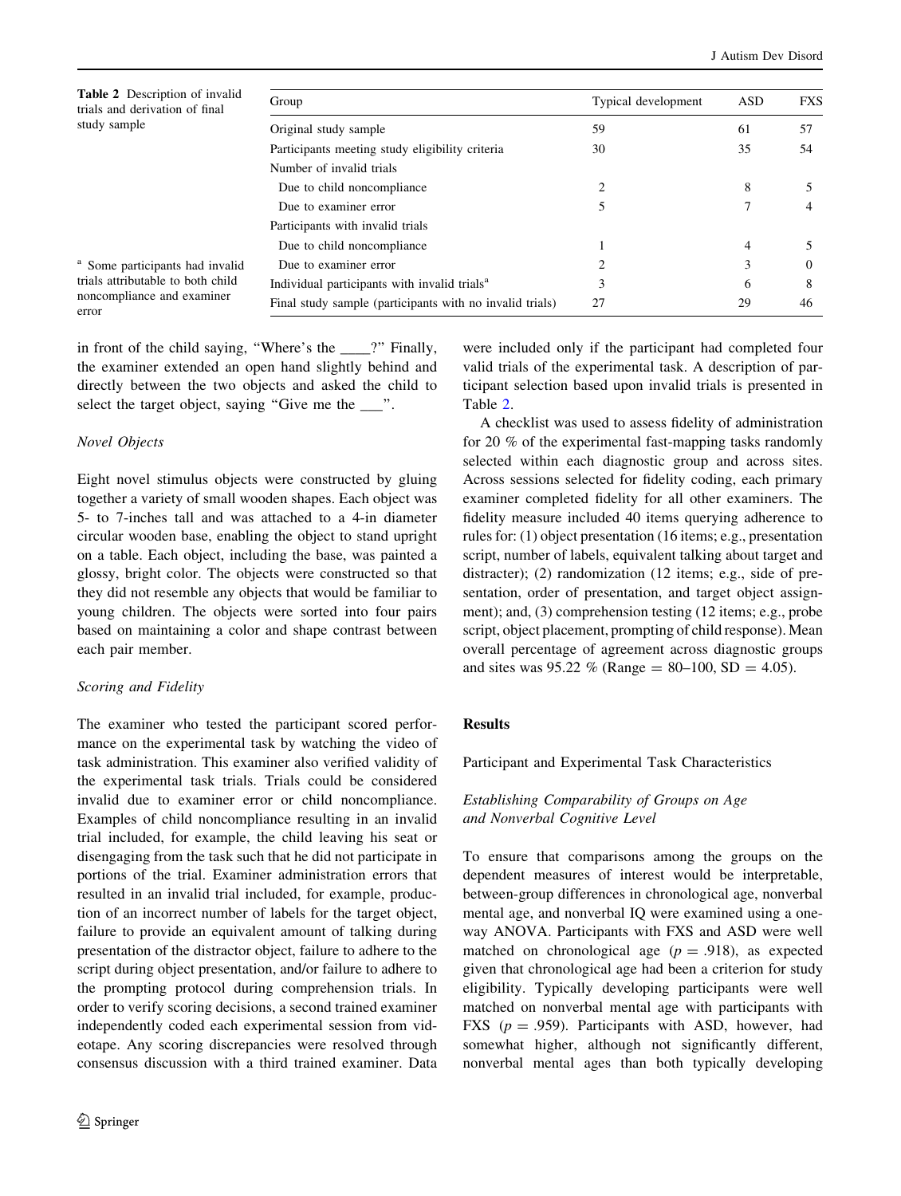**Table 2** Description of invalid trials and derivation of final study sample

| Group | Typical development | ASD | FXS |
|---|---|---|---|
| Original study sample | 59 | 61 | 57 |
| Participants meeting study eligibility criteria | 30 | 35 | 54 |
| Number of invalid trials | | | |
| Due to child noncompliance | 2 | 8 | 5 |
| Due to examiner error | 5 | 7 | 4 |
| Participants with invalid trials | | | |
| Due to child noncompliance | 1 | 4 | 5 |
| Due to examiner error | 2 | 3 | 0 |
| Individual participants with invalid trials[a] | 3 | 6 | 8 |
| Final study sample (participants with no invalid trials) | 27 | 29 | 46 |

[a] Some participants had invalid trials attributable to both child noncompliance and examiner error

in front of the child saying, "Where's the ____?" Finally, the examiner extended an open hand slightly behind and directly between the two objects and asked the child to select the target object, saying "Give me the ___".

*Novel Objects*

Eight novel stimulus objects were constructed by gluing together a variety of small wooden shapes. Each object was 5- to 7-inches tall and was attached to a 4-in diameter circular wooden base, enabling the object to stand upright on a table. Each object, including the base, was painted a glossy, bright color. The objects were constructed so that they did not resemble any objects that would be familiar to young children. The objects were sorted into four pairs based on maintaining a color and shape contrast between each pair member.

*Scoring and Fidelity*

The examiner who tested the participant scored performance on the experimental task by watching the video of task administration. This examiner also verified validity of the experimental task trials. Trials could be considered invalid due to examiner error or child noncompliance. Examples of child noncompliance resulting in an invalid trial included, for example, the child leaving his seat or disengaging from the task such that he did not participate in portions of the trial. Examiner administration errors that resulted in an invalid trial included, for example, production of an incorrect number of labels for the target object, failure to provide an equivalent amount of talking during presentation of the distractor object, failure to adhere to the script during object presentation, and/or failure to adhere to the prompting protocol during comprehension trials. In order to verify scoring decisions, a second trained examiner independently coded each experimental session from videotape. Any scoring discrepancies were resolved through consensus discussion with a third trained examiner. Data were included only if the participant had completed four valid trials of the experimental task. A description of participant selection based upon invalid trials is presented in Table 2.

A checklist was used to assess fidelity of administration for 20 % of the experimental fast-mapping tasks randomly selected within each diagnostic group and across sites. Across sessions selected for fidelity coding, each primary examiner completed fidelity for all other examiners. The fidelity measure included 40 items querying adherence to rules for: (1) object presentation (16 items; e.g., presentation script, number of labels, equivalent talking about target and distracter); (2) randomization (12 items; e.g., side of presentation, order of presentation, and target object assignment); and, (3) comprehension testing (12 items; e.g., probe script, object placement, prompting of child response). Mean overall percentage of agreement across diagnostic groups and sites was 95.22 % (Range = 80–100, SD = 4.05).

## Results

### Participant and Experimental Task Characteristics

#### *Establishing Comparability of Groups on Age and Nonverbal Cognitive Level*

To ensure that comparisons among the groups on the dependent measures of interest would be interpretable, between-group differences in chronological age, nonverbal mental age, and nonverbal IQ were examined using a one-way ANOVA. Participants with FXS and ASD were well matched on chronological age ($p = .918$), as expected given that chronological age had been a criterion for study eligibility. Typically developing participants were well matched on nonverbal mental age with participants with FXS ($p = .959$). Participants with ASD, however, had somewhat higher, although not significantly different, nonverbal mental ages than both typically developing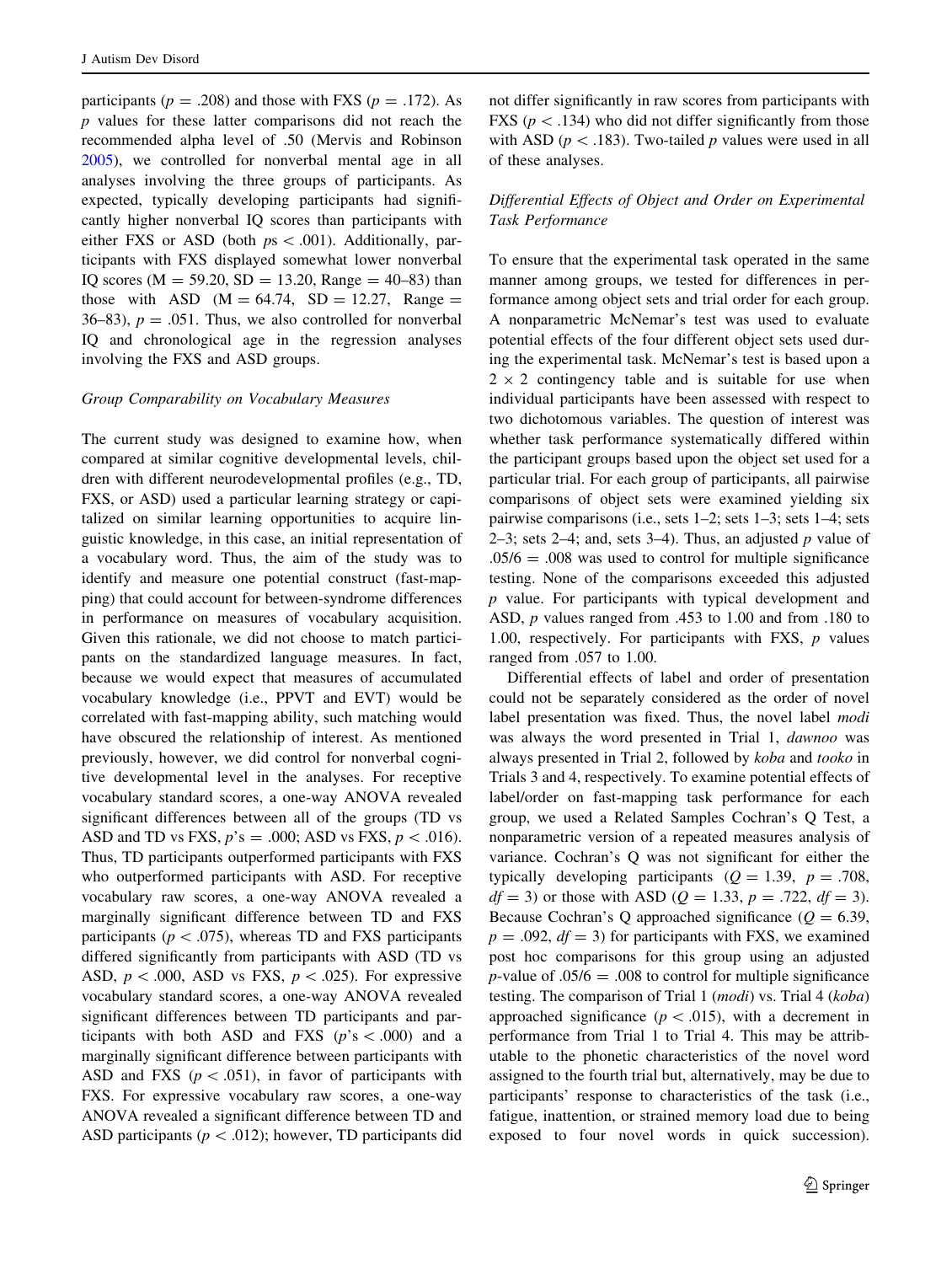participants ($p = .208$) and those with FXS ($p = .172$). As $p$ values for these latter comparisons did not reach the recommended alpha level of .50 (Mervis and Robinson 2005), we controlled for nonverbal mental age in all analyses involving the three groups of participants. As expected, typically developing participants had significantly higher nonverbal IQ scores than participants with either FXS or ASD (both $ps < .001$). Additionally, participants with FXS displayed somewhat lower nonverbal IQ scores (M = 59.20, SD = 13.20, Range = 40–83) than those with ASD (M = 64.74, SD = 12.27, Range = 36–83), $p = .051$. Thus, we also controlled for nonverbal IQ and chronological age in the regression analyses involving the FXS and ASD groups.

### *Group Comparability on Vocabulary Measures*

The current study was designed to examine how, when compared at similar cognitive developmental levels, children with different neurodevelopmental profiles (e.g., TD, FXS, or ASD) used a particular learning strategy or capitalized on similar learning opportunities to acquire linguistic knowledge, in this case, an initial representation of a vocabulary word. Thus, the aim of the study was to identify and measure one potential construct (fast-mapping) that could account for between-syndrome differences in performance on measures of vocabulary acquisition. Given this rationale, we did not choose to match participants on the standardized language measures. In fact, because we would expect that measures of accumulated vocabulary knowledge (i.e., PPVT and EVT) would be correlated with fast-mapping ability, such matching would have obscured the relationship of interest. As mentioned previously, however, we did control for nonverbal cognitive developmental level in the analyses. For receptive vocabulary standard scores, a one-way ANOVA revealed significant differences between all of the groups (TD vs ASD and TD vs FXS, $p$'s $= .000$; ASD vs FXS, $p < .016$). Thus, TD participants outperformed participants with FXS who outperformed participants with ASD. For receptive vocabulary raw scores, a one-way ANOVA revealed a marginally significant difference between TD and FXS participants ($p < .075$), whereas TD and FXS participants differed significantly from participants with ASD (TD vs ASD, $p < .000$, ASD vs FXS, $p < .025$). For expressive vocabulary standard scores, a one-way ANOVA revealed significant differences between TD participants and participants with both ASD and FXS ($p$'s $< .000$) and a marginally significant difference between participants with ASD and FXS ($p < .051$), in favor of participants with FXS. For expressive vocabulary raw scores, a one-way ANOVA revealed a significant difference between TD and ASD participants ($p < .012$); however, TD participants did not differ significantly in raw scores from participants with FXS ($p < .134$) who did not differ significantly from those with ASD ($p < .183$). Two-tailed $p$ values were used in all of these analyses.

### *Differential Effects of Object and Order on Experimental Task Performance*

To ensure that the experimental task operated in the same manner among groups, we tested for differences in performance among object sets and trial order for each group. A nonparametric McNemar's test was used to evaluate potential effects of the four different object sets used during the experimental task. McNemar's test is based upon a $2 \times 2$ contingency table and is suitable for use when individual participants have been assessed with respect to two dichotomous variables. The question of interest was whether task performance systematically differed within the participant groups based upon the object set used for a particular trial. For each group of participants, all pairwise comparisons of object sets were examined yielding six pairwise comparisons (i.e., sets 1–2; sets 1–3; sets 1–4; sets 2–3; sets 2–4; and, sets 3–4). Thus, an adjusted $p$ value of $.05/6 = .008$ was used to control for multiple significance testing. None of the comparisons exceeded this adjusted $p$ value. For participants with typical development and ASD, $p$ values ranged from .453 to 1.00 and from .180 to 1.00, respectively. For participants with FXS, $p$ values ranged from .057 to 1.00.

Differential effects of label and order of presentation could not be separately considered as the order of novel label presentation was fixed. Thus, the novel label *modi* was always the word presented in Trial 1, *dawnoo* was always presented in Trial 2, followed by *koba* and *tooko* in Trials 3 and 4, respectively. To examine potential effects of label/order on fast-mapping task performance for each group, we used a Related Samples Cochran's Q Test, a nonparametric version of a repeated measures analysis of variance. Cochran's Q was not significant for either the typically developing participants ($Q = 1.39$, $p = .708$, $df = 3$) or those with ASD ($Q = 1.33$, $p = .722$, $df = 3$). Because Cochran's Q approached significance ($Q = 6.39$, $p = .092$, $df = 3$) for participants with FXS, we examined post hoc comparisons for this group using an adjusted $p$-value of $.05/6 = .008$ to control for multiple significance testing. The comparison of Trial 1 (*modi*) vs. Trial 4 (*koba*) approached significance ($p < .015$), with a decrement in performance from Trial 1 to Trial 4. This may be attributable to the phonetic characteristics of the novel word assigned to the fourth trial but, alternatively, may be due to participants' response to characteristics of the task (i.e., fatigue, inattention, or strained memory load due to being exposed to four novel words in quick succession).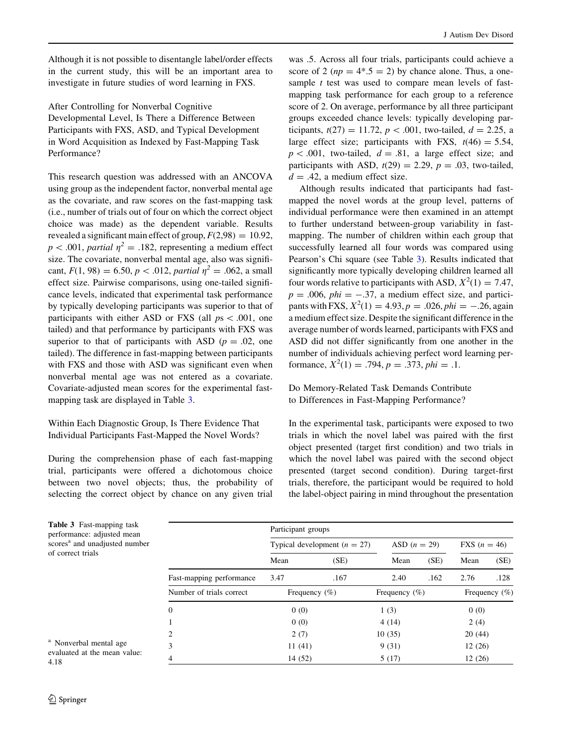Although it is not possible to disentangle label/order effects in the current study, this will be an important area to investigate in future studies of word learning in FXS.

### After Controlling for Nonverbal Cognitive Developmental Level, Is There a Difference Between Participants with FXS, ASD, and Typical Development in Word Acquisition as Indexed by Fast-Mapping Task Performance?

This research question was addressed with an ANCOVA using group as the independent factor, nonverbal mental age as the covariate, and raw scores on the fast-mapping task (i.e., number of trials out of four on which the correct object choice was made) as the dependent variable. Results revealed a significant main effect of group, $F(2,98) = 10.92$, $p < .001$, *partial* $\eta^2 = .182$, representing a medium effect size. The covariate, nonverbal mental age, also was significant, $F(1, 98) = 6.50$, $p < .012$, *partial* $\eta^2 = .062$, a small effect size. Pairwise comparisons, using one-tailed significance levels, indicated that experimental task performance by typically developing participants was superior to that of participants with either ASD or FXS (all $ps < .001$, one tailed) and that performance by participants with FXS was superior to that of participants with ASD ($p = .02$, one tailed). The difference in fast-mapping between participants with FXS and those with ASD was significant even when nonverbal mental age was not entered as a covariate. Covariate-adjusted mean scores for the experimental fast-mapping task are displayed in Table 3.

### Within Each Diagnostic Group, Is There Evidence That Individual Participants Fast-Mapped the Novel Words?

During the comprehension phase of each fast-mapping trial, participants were offered a dichotomous choice between two novel objects; thus, the probability of selecting the correct object by chance on any given trial was .5. Across all four trials, participants could achieve a score of 2 ($np = 4*.5 = 2$) by chance alone. Thus, a one-sample *t* test was used to compare mean levels of fast-mapping task performance for each group to a reference score of 2. On average, performance by all three participant groups exceeded chance levels: typically developing participants, $t(27) = 11.72$, $p < .001$, two-tailed, $d = 2.25$, a large effect size; participants with FXS, $t(46) = 5.54$, $p < .001$, two-tailed, $d = .81$, a large effect size; and participants with ASD, $t(29) = 2.29$, $p = .03$, two-tailed, $d = .42$, a medium effect size.

Although results indicated that participants had fast-mapped the novel words at the group level, patterns of individual performance were then examined in an attempt to further understand between-group variability in fast-mapping. The number of children within each group that successfully learned all four words was compared using Pearson's Chi square (see Table 3). Results indicated that significantly more typically developing children learned all four words relative to participants with ASD, $X^2(1) = 7.47$, $p = .006$, $phi = -.37$, a medium effect size, and participants with FXS, $X^2(1) = 4.93$, $p = .026$, $phi = -.26$, again a medium effect size. Despite the significant difference in the average number of words learned, participants with FXS and ASD did not differ significantly from one another in the number of individuals achieving perfect word learning performance, $X^2(1) = .794$, $p = .373$, $phi = .1$.

### Do Memory-Related Task Demands Contribute to Differences in Fast-Mapping Performance?

In the experimental task, participants were exposed to two trials in which the novel label was paired with the first object presented (target first condition) and two trials in which the novel label was paired with the second object presented (target second condition). During target-first trials, therefore, the participant would be required to hold the label-object pairing in mind throughout the presentation

**Table 3** Fast-mapping task performance: adjusted mean scores[a] and unadjusted number of correct trials

| | Participant groups | | | | | |
|---|---|---|---|---|---|---|
| | Typical development ($n = 27$) | | ASD ($n = 29$) | | FXS ($n = 46$) | |
| | Mean | (SE) | Mean | (SE) | Mean | (SE) |
| Fast-mapping performance | 3.47 | .167 | 2.40 | .162 | 2.76 | .128 |
| Number of trials correct | Frequency (%) | | Frequency (%) | | Frequency (%) | |
| 0 | 0 (0) | | 1 (3) | | 0 (0) | |
| 1 | 0 (0) | | 4 (14) | | 2 (4) | |
| 2 | 2 (7) | | 10 (35) | | 20 (44) | |
| 3 | 11 (41) | | 9 (31) | | 12 (26) | |
| 4 | 14 (52) | | 5 (17) | | 12 (26) | |

[a] Nonverbal mental age evaluated at the mean value: 4.18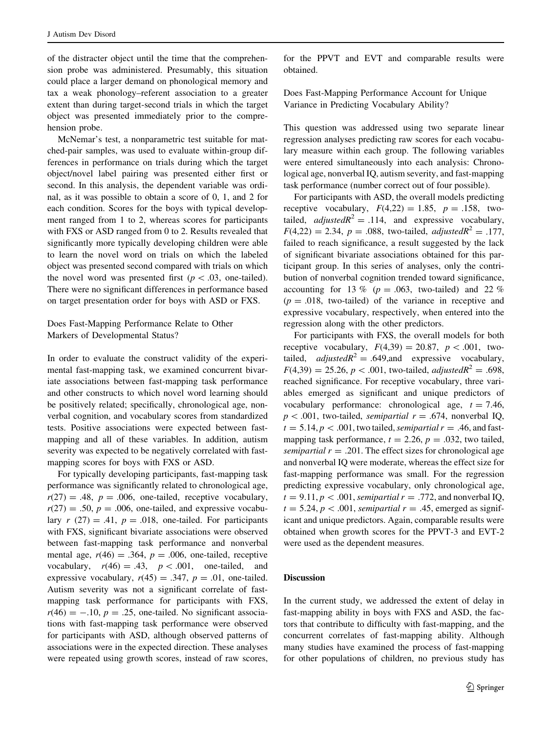of the distracter object until the time that the comprehension probe was administered. Presumably, this situation could place a larger demand on phonological memory and tax a weak phonology–referent association to a greater extent than during target-second trials in which the target object was presented immediately prior to the comprehension probe.

McNemar's test, a nonparametric test suitable for matched-pair samples, was used to evaluate within-group differences in performance on trials during which the target object/novel label pairing was presented either first or second. In this analysis, the dependent variable was ordinal, as it was possible to obtain a score of 0, 1, and 2 for each condition. Scores for the boys with typical development ranged from 1 to 2, whereas scores for participants with FXS or ASD ranged from 0 to 2. Results revealed that significantly more typically developing children were able to learn the novel word on trials on which the labeled object was presented second compared with trials on which the novel word was presented first ($p < .03$, one-tailed). There were no significant differences in performance based on target presentation order for boys with ASD or FXS.

## Does Fast-Mapping Performance Relate to Other Markers of Developmental Status?

In order to evaluate the construct validity of the experimental fast-mapping task, we examined concurrent bivariate associations between fast-mapping task performance and other constructs to which novel word learning should be positively related; specifically, chronological age, nonverbal cognition, and vocabulary scores from standardized tests. Positive associations were expected between fast-mapping and all of these variables. In addition, autism severity was expected to be negatively correlated with fast-mapping scores for boys with FXS or ASD.

For typically developing participants, fast-mapping task performance was significantly related to chronological age, $r(27) = .48$, $p = .006$, one-tailed, receptive vocabulary, $r(27) = .50$, $p = .006$, one-tailed, and expressive vocabulary $r(27) = .41$, $p = .018$, one-tailed. For participants with FXS, significant bivariate associations were observed between fast-mapping task performance and nonverbal mental age, $r(46) = .364$, $p = .006$, one-tailed, receptive vocabulary, $r(46) = .43$, $p < .001$, one-tailed, and expressive vocabulary, $r(45) = .347$, $p = .01$, one-tailed. Autism severity was not a significant correlate of fast-mapping task performance for participants with FXS, $r(46) = -.10$, $p = .25$, one-tailed. No significant associations with fast-mapping task performance were observed for participants with ASD, although observed patterns of associations were in the expected direction. These analyses were repeated using growth scores, instead of raw scores, for the PPVT and EVT and comparable results were obtained.

## Does Fast-Mapping Performance Account for Unique Variance in Predicting Vocabulary Ability?

This question was addressed using two separate linear regression analyses predicting raw scores for each vocabulary measure within each group. The following variables were entered simultaneously into each analysis: Chronological age, nonverbal IQ, autism severity, and fast-mapping task performance (number correct out of four possible).

For participants with ASD, the overall models predicting receptive vocabulary, $F(4,22) = 1.85$, $p = .158$, two-tailed, $adjusted R^2 = .114$, and expressive vocabulary, $F(4,22) = 2.34$, $p = .088$, two-tailed, $adjusted R^2 = .177$, failed to reach significance, a result suggested by the lack of significant bivariate associations obtained for this participant group. In this series of analyses, only the contribution of nonverbal cognition trended toward significance, accounting for 13 % ($p = .063$, two-tailed) and 22 % ($p = .018$, two-tailed) of the variance in receptive and expressive vocabulary, respectively, when entered into the regression along with the other predictors.

For participants with FXS, the overall models for both receptive vocabulary, $F(4,39) = 20.87$, $p < .001$, two-tailed, $adjusted R^2 = .649$, and expressive vocabulary, $F(4,39) = 25.26$, $p < .001$, two-tailed, $adjusted R^2 = .698$, reached significance. For receptive vocabulary, three variables emerged as significant and unique predictors of vocabulary performance: chronological age, $t = 7.46$, $p < .001$, two-tailed, *semipartial* $r = .674$, nonverbal IQ, $t = 5.14$, $p < .001$, two tailed, *semipartial* $r = .46$, and fast-mapping task performance, $t = 2.26$, $p = .032$, two tailed, *semipartial* $r = .201$. The effect sizes for chronological age and nonverbal IQ were moderate, whereas the effect size for fast-mapping performance was small. For the regression predicting expressive vocabulary, only chronological age, $t = 9.11$, $p < .001$, *semipartial* $r = .772$, and nonverbal IQ, $t = 5.24$, $p < .001$, *semipartial* $r = .45$, emerged as significant and unique predictors. Again, comparable results were obtained when growth scores for the PPVT-3 and EVT-2 were used as the dependent measures.

# Discussion

In the current study, we addressed the extent of delay in fast-mapping ability in boys with FXS and ASD, the factors that contribute to difficulty with fast-mapping, and the concurrent correlates of fast-mapping ability. Although many studies have examined the process of fast-mapping for other populations of children, no previous study has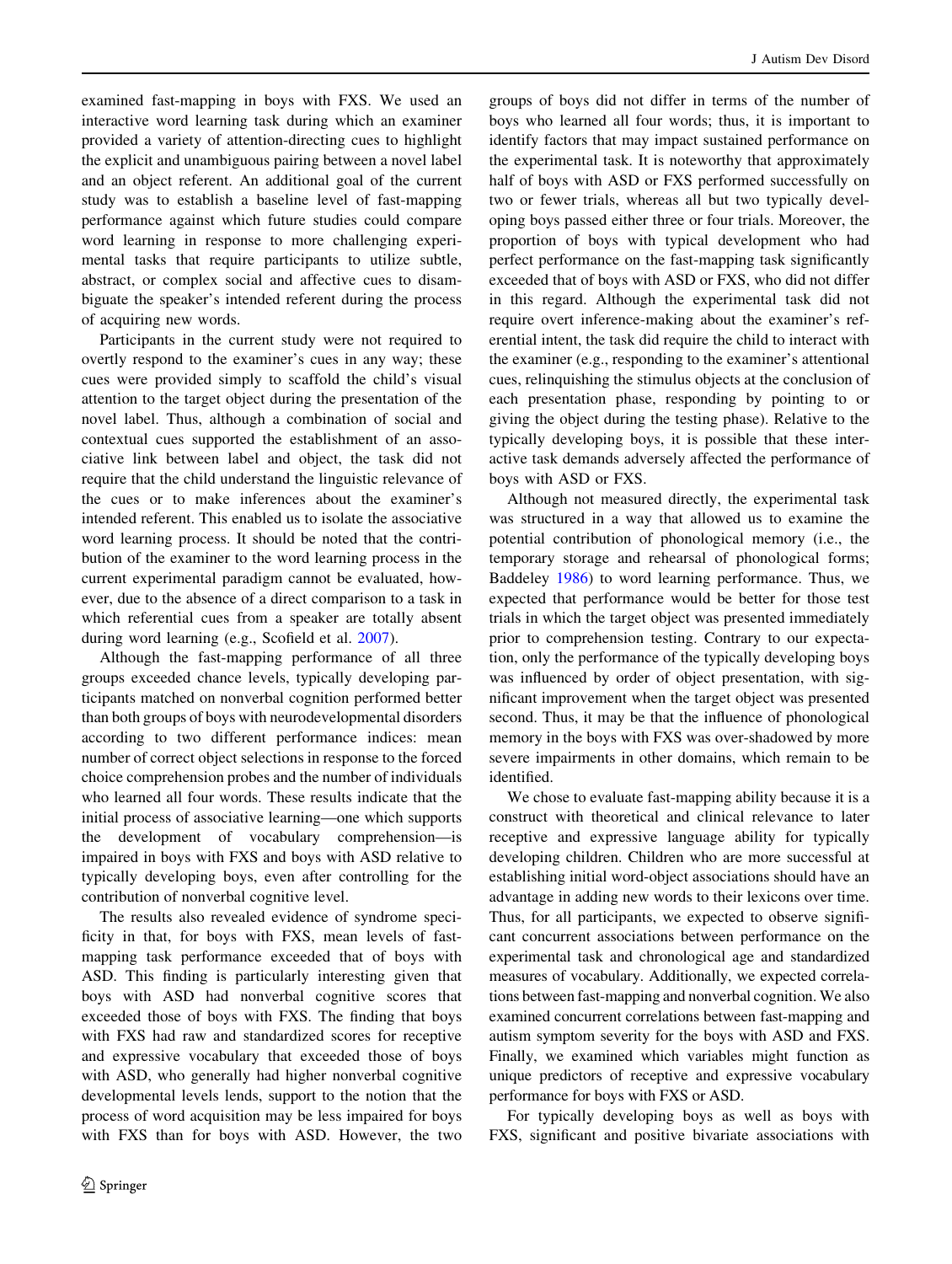examined fast-mapping in boys with FXS. We used an interactive word learning task during which an examiner provided a variety of attention-directing cues to highlight the explicit and unambiguous pairing between a novel label and an object referent. An additional goal of the current study was to establish a baseline level of fast-mapping performance against which future studies could compare word learning in response to more challenging experimental tasks that require participants to utilize subtle, abstract, or complex social and affective cues to disambiguate the speaker's intended referent during the process of acquiring new words.

Participants in the current study were not required to overtly respond to the examiner's cues in any way; these cues were provided simply to scaffold the child's visual attention to the target object during the presentation of the novel label. Thus, although a combination of social and contextual cues supported the establishment of an associative link between label and object, the task did not require that the child understand the linguistic relevance of the cues or to make inferences about the examiner's intended referent. This enabled us to isolate the associative word learning process. It should be noted that the contribution of the examiner to the word learning process in the current experimental paradigm cannot be evaluated, however, due to the absence of a direct comparison to a task in which referential cues from a speaker are totally absent during word learning (e.g., Scofield et al. 2007).

Although the fast-mapping performance of all three groups exceeded chance levels, typically developing participants matched on nonverbal cognition performed better than both groups of boys with neurodevelopmental disorders according to two different performance indices: mean number of correct object selections in response to the forced choice comprehension probes and the number of individuals who learned all four words. These results indicate that the initial process of associative learning—one which supports the development of vocabulary comprehension—is impaired in boys with FXS and boys with ASD relative to typically developing boys, even after controlling for the contribution of nonverbal cognitive level.

The results also revealed evidence of syndrome specificity in that, for boys with FXS, mean levels of fast-mapping task performance exceeded that of boys with ASD. This finding is particularly interesting given that boys with ASD had nonverbal cognitive scores that exceeded those of boys with FXS. The finding that boys with FXS had raw and standardized scores for receptive and expressive vocabulary that exceeded those of boys with ASD, who generally had higher nonverbal cognitive developmental levels lends, support to the notion that the process of word acquisition may be less impaired for boys with FXS than for boys with ASD. However, the two groups of boys did not differ in terms of the number of boys who learned all four words; thus, it is important to identify factors that may impact sustained performance on the experimental task. It is noteworthy that approximately half of boys with ASD or FXS performed successfully on two or fewer trials, whereas all but two typically developing boys passed either three or four trials. Moreover, the proportion of boys with typical development who had perfect performance on the fast-mapping task significantly exceeded that of boys with ASD or FXS, who did not differ in this regard. Although the experimental task did not require overt inference-making about the examiner's referential intent, the task did require the child to interact with the examiner (e.g., responding to the examiner's attentional cues, relinquishing the stimulus objects at the conclusion of each presentation phase, responding by pointing to or giving the object during the testing phase). Relative to the typically developing boys, it is possible that these interactive task demands adversely affected the performance of boys with ASD or FXS.

Although not measured directly, the experimental task was structured in a way that allowed us to examine the potential contribution of phonological memory (i.e., the temporary storage and rehearsal of phonological forms; Baddeley 1986) to word learning performance. Thus, we expected that performance would be better for those test trials in which the target object was presented immediately prior to comprehension testing. Contrary to our expectation, only the performance of the typically developing boys was influenced by order of object presentation, with significant improvement when the target object was presented second. Thus, it may be that the influence of phonological memory in the boys with FXS was over-shadowed by more severe impairments in other domains, which remain to be identified.

We chose to evaluate fast-mapping ability because it is a construct with theoretical and clinical relevance to later receptive and expressive language ability for typically developing children. Children who are more successful at establishing initial word-object associations should have an advantage in adding new words to their lexicons over time. Thus, for all participants, we expected to observe significant concurrent associations between performance on the experimental task and chronological age and standardized measures of vocabulary. Additionally, we expected correlations between fast-mapping and nonverbal cognition. We also examined concurrent correlations between fast-mapping and autism symptom severity for the boys with ASD and FXS. Finally, we examined which variables might function as unique predictors of receptive and expressive vocabulary performance for boys with FXS or ASD.

For typically developing boys as well as boys with FXS, significant and positive bivariate associations with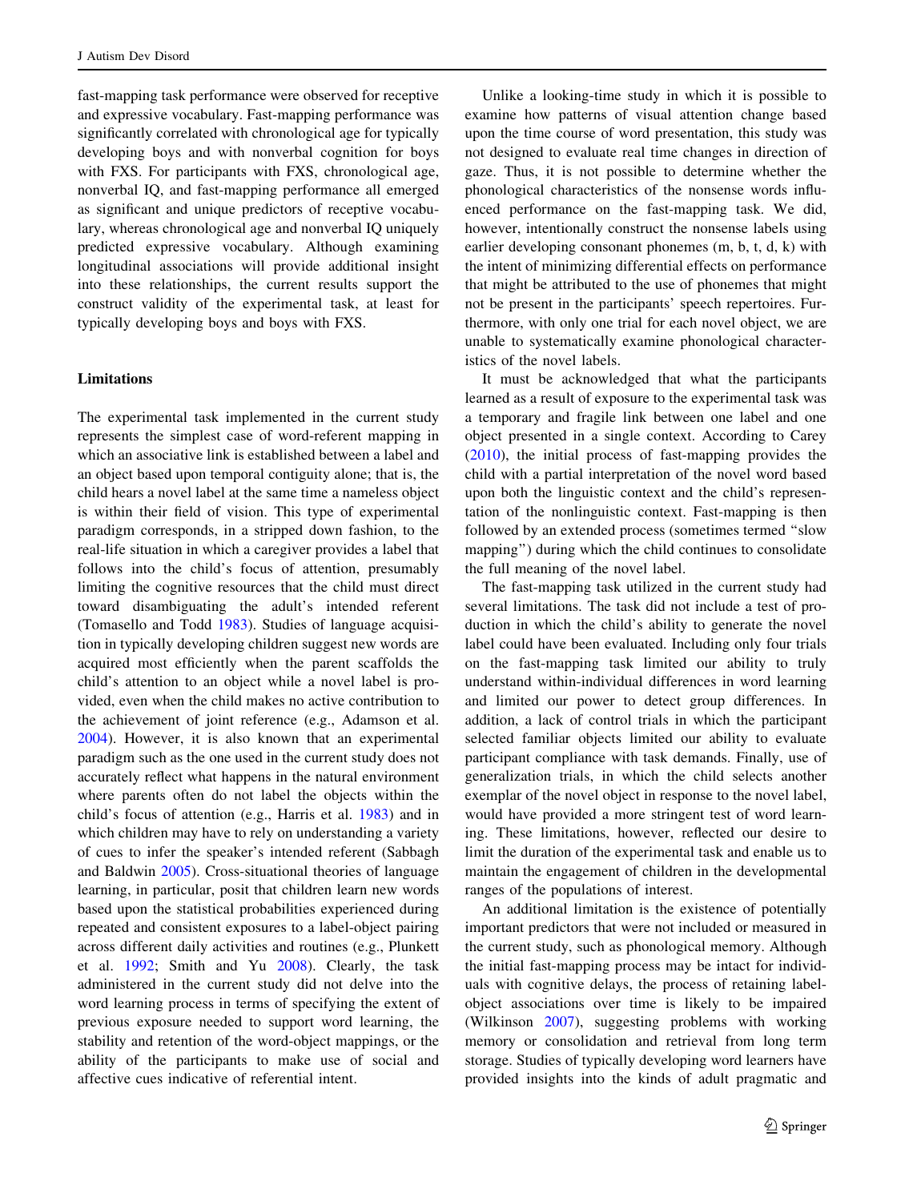fast-mapping task performance were observed for receptive and expressive vocabulary. Fast-mapping performance was significantly correlated with chronological age for typically developing boys and with nonverbal cognition for boys with FXS. For participants with FXS, chronological age, nonverbal IQ, and fast-mapping performance all emerged as significant and unique predictors of receptive vocabulary, whereas chronological age and nonverbal IQ uniquely predicted expressive vocabulary. Although examining longitudinal associations will provide additional insight into these relationships, the current results support the construct validity of the experimental task, at least for typically developing boys and boys with FXS.

### Limitations

The experimental task implemented in the current study represents the simplest case of word-referent mapping in which an associative link is established between a label and an object based upon temporal contiguity alone; that is, the child hears a novel label at the same time a nameless object is within their field of vision. This type of experimental paradigm corresponds, in a stripped down fashion, to the real-life situation in which a caregiver provides a label that follows into the child's focus of attention, presumably limiting the cognitive resources that the child must direct toward disambiguating the adult's intended referent (Tomasello and Todd 1983). Studies of language acquisition in typically developing children suggest new words are acquired most efficiently when the parent scaffolds the child's attention to an object while a novel label is provided, even when the child makes no active contribution to the achievement of joint reference (e.g., Adamson et al. 2004). However, it is also known that an experimental paradigm such as the one used in the current study does not accurately reflect what happens in the natural environment where parents often do not label the objects within the child's focus of attention (e.g., Harris et al. 1983) and in which children may have to rely on understanding a variety of cues to infer the speaker's intended referent (Sabbagh and Baldwin 2005). Cross-situational theories of language learning, in particular, posit that children learn new words based upon the statistical probabilities experienced during repeated and consistent exposures to a label-object pairing across different daily activities and routines (e.g., Plunkett et al. 1992; Smith and Yu 2008). Clearly, the task administered in the current study did not delve into the word learning process in terms of specifying the extent of previous exposure needed to support word learning, the stability and retention of the word-object mappings, or the ability of the participants to make use of social and affective cues indicative of referential intent.

Unlike a looking-time study in which it is possible to examine how patterns of visual attention change based upon the time course of word presentation, this study was not designed to evaluate real time changes in direction of gaze. Thus, it is not possible to determine whether the phonological characteristics of the nonsense words influenced performance on the fast-mapping task. We did, however, intentionally construct the nonsense labels using earlier developing consonant phonemes (m, b, t, d, k) with the intent of minimizing differential effects on performance that might be attributed to the use of phonemes that might not be present in the participants' speech repertoires. Furthermore, with only one trial for each novel object, we are unable to systematically examine phonological characteristics of the novel labels.

It must be acknowledged that what the participants learned as a result of exposure to the experimental task was a temporary and fragile link between one label and one object presented in a single context. According to Carey (2010), the initial process of fast-mapping provides the child with a partial interpretation of the novel word based upon both the linguistic context and the child's representation of the nonlinguistic context. Fast-mapping is then followed by an extended process (sometimes termed "slow mapping") during which the child continues to consolidate the full meaning of the novel label.

The fast-mapping task utilized in the current study had several limitations. The task did not include a test of production in which the child's ability to generate the novel label could have been evaluated. Including only four trials on the fast-mapping task limited our ability to truly understand within-individual differences in word learning and limited our power to detect group differences. In addition, a lack of control trials in which the participant selected familiar objects limited our ability to evaluate participant compliance with task demands. Finally, use of generalization trials, in which the child selects another exemplar of the novel object in response to the novel label, would have provided a more stringent test of word learning. These limitations, however, reflected our desire to limit the duration of the experimental task and enable us to maintain the engagement of children in the developmental ranges of the populations of interest.

An additional limitation is the existence of potentially important predictors that were not included or measured in the current study, such as phonological memory. Although the initial fast-mapping process may be intact for individuals with cognitive delays, the process of retaining label-object associations over time is likely to be impaired (Wilkinson 2007), suggesting problems with working memory or consolidation and retrieval from long term storage. Studies of typically developing word learners have provided insights into the kinds of adult pragmatic and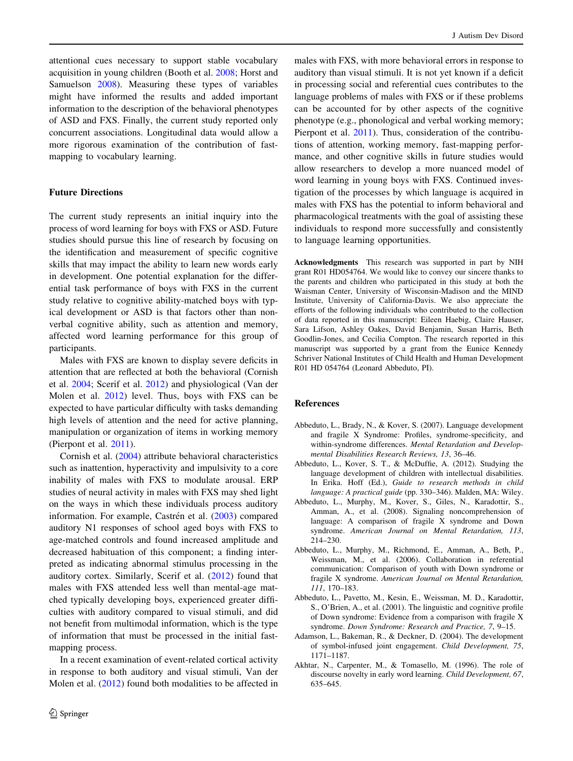attentional cues necessary to support stable vocabulary acquisition in young children (Booth et al. 2008; Horst and Samuelson 2008). Measuring these types of variables might have informed the results and added important information to the description of the behavioral phenotypes of ASD and FXS. Finally, the current study reported only concurrent associations. Longitudinal data would allow a more rigorous examination of the contribution of fast-mapping to vocabulary learning.

## Future Directions

The current study represents an initial inquiry into the process of word learning for boys with FXS or ASD. Future studies should pursue this line of research by focusing on the identification and measurement of specific cognitive skills that may impact the ability to learn new words early in development. One potential explanation for the differential task performance of boys with FXS in the current study relative to cognitive ability-matched boys with typical development or ASD is that factors other than nonverbal cognitive ability, such as attention and memory, affected word learning performance for this group of participants.

Males with FXS are known to display severe deficits in attention that are reflected at both the behavioral (Cornish et al. 2004; Scerif et al. 2012) and physiological (Van der Molen et al. 2012) level. Thus, boys with FXS can be expected to have particular difficulty with tasks demanding high levels of attention and the need for active planning, manipulation or organization of items in working memory (Pierpont et al. 2011).

Cornish et al. (2004) attribute behavioral characteristics such as inattention, hyperactivity and impulsivity to a core inability of males with FXS to modulate arousal. ERP studies of neural activity in males with FXS may shed light on the ways in which these individuals process auditory information. For example, Castrén et al. (2003) compared auditory N1 responses of school aged boys with FXS to age-matched controls and found increased amplitude and decreased habituation of this component; a finding interpreted as indicating abnormal stimulus processing in the auditory cortex. Similarly, Scerif et al. (2012) found that males with FXS attended less well than mental-age matched typically developing boys, experienced greater difficulties with auditory compared to visual stimuli, and did not benefit from multimodal information, which is the type of information that must be processed in the initial fast-mapping process.

In a recent examination of event-related cortical activity in response to both auditory and visual stimuli, Van der Molen et al. (2012) found both modalities to be affected in males with FXS, with more behavioral errors in response to auditory than visual stimuli. It is not yet known if a deficit in processing social and referential cues contributes to the language problems of males with FXS or if these problems can be accounted for by other aspects of the cognitive phenotype (e.g., phonological and verbal working memory; Pierpont et al. 2011). Thus, consideration of the contributions of attention, working memory, fast-mapping performance, and other cognitive skills in future studies would allow researchers to develop a more nuanced model of word learning in young boys with FXS. Continued investigation of the processes by which language is acquired in males with FXS has the potential to inform behavioral and pharmacological treatments with the goal of assisting these individuals to respond more successfully and consistently to language learning opportunities.

**Acknowledgments** This research was supported in part by NIH grant R01 HD054764. We would like to convey our sincere thanks to the parents and children who participated in this study at both the Waisman Center, University of Wisconsin-Madison and the MIND Institute, University of California-Davis. We also appreciate the efforts of the following individuals who contributed to the collection of data reported in this manuscript: Eileen Haebig, Claire Hauser, Sara Lifson, Ashley Oakes, David Benjamin, Susan Harris, Beth Goodlin-Jones, and Cecilia Compton. The research reported in this manuscript was supported by a grant from the Eunice Kennedy Schriver National Institutes of Child Health and Human Development R01 HD 054764 (Leonard Abbeduto, PI).

## References

Abbeduto, L., Brady, N., & Kover, S. (2007). Language development and fragile X Syndrome: Profiles, syndrome-specificity, and within-syndrome differences. *Mental Retardation and Developmental Disabilities Research Reviews, 13*, 36–46.

Abbeduto, L., Kover, S. T., & McDuffie, A. (2012). Studying the language development of children with intellectual disabilities. In Erika. Hoff (Ed.), *Guide to research methods in child language: A practical guide* (pp. 330–346). Malden, MA: Wiley.

Abbeduto, L., Murphy, M., Kover, S., Giles, N., Karadottir, S., Amman, A., et al. (2008). Signaling noncomprehension of language: A comparison of fragile X syndrome and Down syndrome. *American Journal on Mental Retardation, 113*, 214–230.

Abbeduto, L., Murphy, M., Richmond, E., Amman, A., Beth, P., Weissman, M., et al. (2006). Collaboration in referential communication: Comparison of youth with Down syndrome or fragile X syndrome. *American Journal on Mental Retardation, 111*, 170–183.

Abbeduto, L., Pavetto, M., Kesin, E., Weissman, M. D., Karadottir, S., O'Brien, A., et al. (2001). The linguistic and cognitive profile of Down syndrome: Evidence from a comparison with fragile X syndrome. *Down Syndrome: Research and Practice, 7*, 9–15.

Adamson, L., Bakeman, R., & Deckner, D. (2004). The development of symbol-infused joint engagement. *Child Development, 75*, 1171–1187.

Akhtar, N., Carpenter, M., & Tomasello, M. (1996). The role of discourse novelty in early word learning. *Child Development, 67*, 635–645.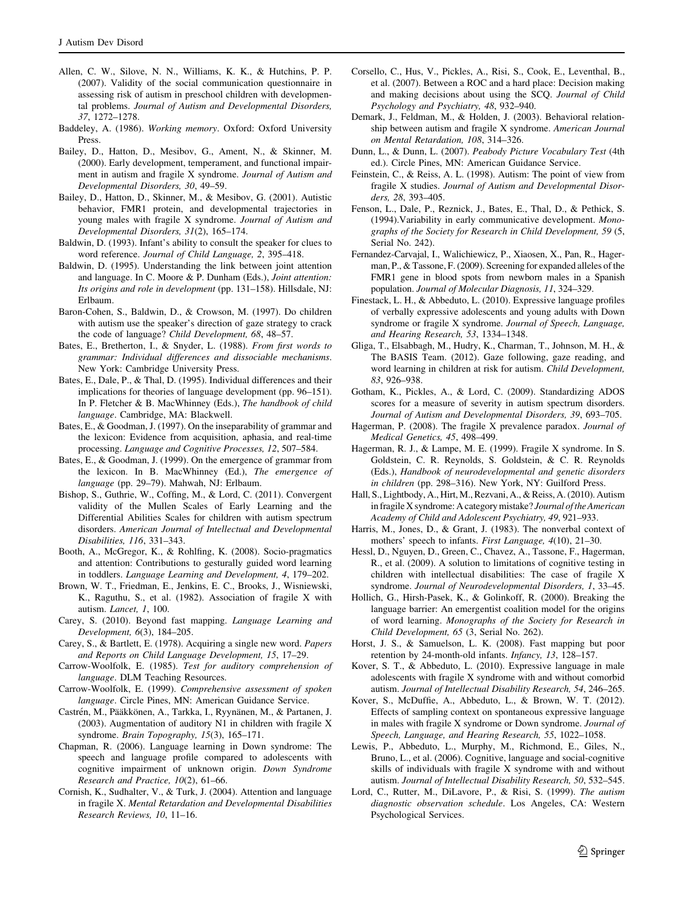Allen, C. W., Silove, N. N., Williams, K. K., & Hutchins, P. P. (2007). Validity of the social communication questionnaire in assessing risk of autism in preschool children with developmental problems. *Journal of Autism and Developmental Disorders, 37*, 1272–1278.

Baddeley, A. (1986). *Working memory*. Oxford: Oxford University Press.

Bailey, D., Hatton, D., Mesibov, G., Ament, N., & Skinner, M. (2000). Early development, temperament, and functional impairment in autism and fragile X syndrome. *Journal of Autism and Developmental Disorders, 30*, 49–59.

Bailey, D., Hatton, D., Skinner, M., & Mesibov, G. (2001). Autistic behavior, FMR1 protein, and developmental trajectories in young males with fragile X syndrome. *Journal of Autism and Developmental Disorders, 31*(2), 165–174.

Baldwin, D. (1993). Infant's ability to consult the speaker for clues to word reference. *Journal of Child Language, 2*, 395–418.

Baldwin, D. (1995). Understanding the link between joint attention and language. In C. Moore & P. Dunham (Eds.), *Joint attention: Its origins and role in development* (pp. 131–158). Hillsdale, NJ: Erlbaum.

Baron-Cohen, S., Baldwin, D., & Crowson, M. (1997). Do children with autism use the speaker's direction of gaze strategy to crack the code of language? *Child Development, 68*, 48–57.

Bates, E., Bretherton, I., & Snyder, L. (1988). *From first words to grammar: Individual differences and dissociable mechanisms*. New York: Cambridge University Press.

Bates, E., Dale, P., & Thal, D. (1995). Individual differences and their implications for theories of language development (pp. 96–151). In P. Fletcher & B. MacWhinney (Eds.), *The handbook of child language*. Cambridge, MA: Blackwell.

Bates, E., & Goodman, J. (1997). On the inseparability of grammar and the lexicon: Evidence from acquisition, aphasia, and real-time processing. *Language and Cognitive Processes, 12*, 507–584.

Bates, E., & Goodman, J. (1999). On the emergence of grammar from the lexicon. In B. MacWhinney (Ed.), *The emergence of language* (pp. 29–79). Mahwah, NJ: Erlbaum.

Bishop, S., Guthrie, W., Coffing, M., & Lord, C. (2011). Convergent validity of the Mullen Scales of Early Learning and the Differential Abilities Scales for children with autism spectrum disorders. *American Journal of Intellectual and Developmental Disabilities, 116*, 331–343.

Booth, A., McGregor, K., & Rohlfing, K. (2008). Socio-pragmatics and attention: Contributions to gesturally guided word learning in toddlers. *Language Learning and Development, 4*, 179–202.

Brown, W. T., Friedman, E., Jenkins, E. C., Brooks, J., Wisniewski, K., Raguthu, S., et al. (1982). Association of fragile X with autism. *Lancet, 1*, 100.

Carey, S. (2010). Beyond fast mapping. *Language Learning and Development, 6*(3), 184–205.

Carey, S., & Bartlett, E. (1978). Acquiring a single new word. *Papers and Reports on Child Language Development, 15*, 17–29.

Carrow-Woolfolk, E. (1985). *Test for auditory comprehension of language*. DLM Teaching Resources.

Carrow-Woolfolk, E. (1999). *Comprehensive assessment of spoken language*. Circle Pines, MN: American Guidance Service.

Castrén, M., Pääkkönen, A., Tarkka, I., Ryynänen, M., & Partanen, J. (2003). Augmentation of auditory N1 in children with fragile X syndrome. *Brain Topography, 15*(3), 165–171.

Chapman, R. (2006). Language learning in Down syndrome: The speech and language profile compared to adolescents with cognitive impairment of unknown origin. *Down Syndrome Research and Practice, 10*(2), 61–66.

Cornish, K., Sudhalter, V., & Turk, J. (2004). Attention and language in fragile X. *Mental Retardation and Developmental Disabilities Research Reviews, 10*, 11–16.

Corsello, C., Hus, V., Pickles, A., Risi, S., Cook, E., Leventhal, B., et al. (2007). Between a ROC and a hard place: Decision making and making decisions about using the SCQ. *Journal of Child Psychology and Psychiatry, 48*, 932–940.

Demark, J., Feldman, M., & Holden, J. (2003). Behavioral relationship between autism and fragile X syndrome. *American Journal on Mental Retardation, 108*, 314–326.

Dunn, L., & Dunn, L. (2007). *Peabody Picture Vocabulary Test* (4th ed.). Circle Pines, MN: American Guidance Service.

Feinstein, C., & Reiss, A. L. (1998). Autism: The point of view from fragile X studies. *Journal of Autism and Developmental Disorders, 28*, 393–405.

Fenson, L., Dale, P., Reznick, J., Bates, E., Thal, D., & Pethick, S. (1994).Variability in early communicative development. *Monographs of the Society for Research in Child Development, 59* (5, Serial No. 242).

Fernandez-Carvajal, I., Walichiewicz, P., Xiaosen, X., Pan, R., Hagerman, P., & Tassone, F. (2009). Screening for expanded alleles of the FMR1 gene in blood spots from newborn males in a Spanish population. *Journal of Molecular Diagnosis, 11*, 324–329.

Finestack, L. H., & Abbeduto, L. (2010). Expressive language profiles of verbally expressive adolescents and young adults with Down syndrome or fragile X syndrome. *Journal of Speech, Language, and Hearing Research, 53*, 1334–1348.

Gliga, T., Elsabbagh, M., Hudry, K., Charman, T., Johnson, M. H., & The BASIS Team. (2012). Gaze following, gaze reading, and word learning in children at risk for autism. *Child Development, 83*, 926–938.

Gotham, K., Pickles, A., & Lord, C. (2009). Standardizing ADOS scores for a measure of severity in autism spectrum disorders. *Journal of Autism and Developmental Disorders, 39*, 693–705.

Hagerman, P. (2008). The fragile X prevalence paradox. *Journal of Medical Genetics, 45*, 498–499.

Hagerman, R. J., & Lampe, M. E. (1999). Fragile X syndrome. In S. Goldstein, C. R. Reynolds, S. Goldstein, & C. R. Reynolds (Eds.), *Handbook of neurodevelopmental and genetic disorders in children* (pp. 298–316). New York, NY: Guilford Press.

Hall, S., Lightbody, A., Hirt, M., Rezvani, A., & Reiss, A. (2010). Autism in fragile X syndrome: A category mistake? *Journal of the American Academy of Child and Adolescent Psychiatry, 49*, 921–933.

Harris, M., Jones, D., & Grant, J. (1983). The nonverbal context of mothers' speech to infants. *First Language, 4*(10), 21–30.

Hessl, D., Nguyen, D., Green, C., Chavez, A., Tassone, F., Hagerman, R., et al. (2009). A solution to limitations of cognitive testing in children with intellectual disabilities: The case of fragile X syndrome. *Journal of Neurodevelopmental Disorders, 1*, 33–45.

Hollich, G., Hirsh-Pasek, K., & Golinkoff, R. (2000). Breaking the language barrier: An emergentist coalition model for the origins of word learning. *Monographs of the Society for Research in Child Development, 65* (3, Serial No. 262).

Horst, J. S., & Samuelson, L. K. (2008). Fast mapping but poor retention by 24-month-old infants. *Infancy, 13*, 128–157.

Kover, S. T., & Abbeduto, L. (2010). Expressive language in male adolescents with fragile X syndrome with and without comorbid autism. *Journal of Intellectual Disability Research, 54*, 246–265.

Kover, S., McDuffie, A., Abbeduto, L., & Brown, W. T. (2012). Effects of sampling context on spontaneous expressive language in males with fragile X syndrome or Down syndrome. *Journal of Speech, Language, and Hearing Research, 55*, 1022–1058.

Lewis, P., Abbeduto, L., Murphy, M., Richmond, E., Giles, N., Bruno, L., et al. (2006). Cognitive, language and social-cognitive skills of individuals with fragile X syndrome with and without autism. *Journal of Intellectual Disability Research, 50*, 532–545.

Lord, C., Rutter, M., DiLavore, P., & Risi, S. (1999). *The autism diagnostic observation schedule*. Los Angeles, CA: Western Psychological Services.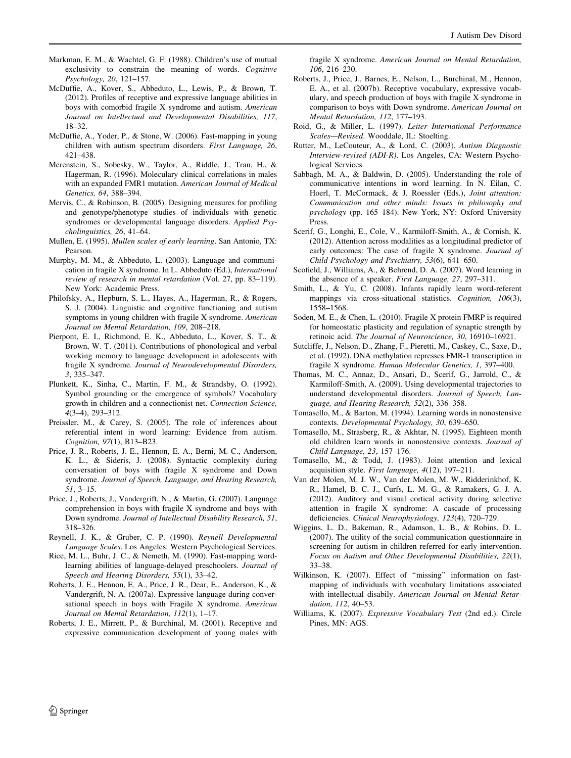Markman, E. M., & Wachtel, G. F. (1988). Children's use of mutual exclusivity to constrain the meaning of words. *Cognitive Psychology, 20*, 121–157.

McDuffie, A., Kover, S., Abbeduto, L., Lewis, P., & Brown, T. (2012). Profiles of receptive and expressive language abilities in boys with comorbid fragile X syndrome and autism. *American Journal on Intellectual and Developmental Disabilities, 117*, 18–32.

McDuffie, A., Yoder, P., & Stone, W. (2006). Fast-mapping in young children with autism spectrum disorders. *First Language, 26*, 421–438.

Merenstein, S., Sobesky, W., Taylor, A., Riddle, J., Tran, H., & Hagerman, R. (1996). Molecular clinical correlations in males with an expanded FMR1 mutation. *American Journal of Medical Genetics, 64*, 388–394.

Mervis, C., & Robinson, B. (2005). Designing measures for profiling and genotype/phenotype studies of individuals with genetic syndromes or developmental language disorders. *Applied Psycholinguistics, 26*, 41–64.

Mullen, E. (1995). *Mullen scales of early learning*. San Antonio, TX: Pearson.

Murphy, M. M., & Abbeduto, L. (2003). Language and communication in fragile X syndrome. In L. Abbeduto (Ed.), *International review of research in mental retardation* (Vol. 27, pp. 83–119). New York: Academic Press.

Philofsky, A., Hepburn, S. L., Hayes, A., Hagerman, R., & Rogers, S. J. (2004). Linguistic and cognitive functioning and autism symptoms in young children with fragile X syndrome. *American Journal on Mental Retardation, 109*, 208–218.

Pierpont, E. I., Richmond, E. K., Abbeduto, L., Kover, S. T., & Brown, W. T. (2011). Contributions of phonological and verbal working memory to language development in adolescents with fragile X syndrome. *Journal of Neurodevelopmental Disorders, 3*, 335–347.

Plunkett, K., Sinha, C., Martin, F. M., & Strandsby, O. (1992). Symbol grounding or the emergence of symbols? Vocabulary growth in children and a connectionist net. *Connection Science, 4*(3–4), 293–312.

Preissler, M., & Carey, S. (2005). The role of inferences about referential intent in word learning: Evidence from autism. *Cognition, 97*(1), B13–B23.

Price, J. R., Roberts, J. E., Hennon, E. A., Berni, M. C., Anderson, K. L., & Sideris, J. (2008). Syntactic complexity during conversation of boys with fragile X syndrome and Down syndrome. *Journal of Speech, Language, and Hearing Research, 51*, 3–15.

Price, J., Roberts, J., Vandergrift, N., & Martin, G. (2007). Language comprehension in boys with fragile X syndrome and boys with Down syndrome. *Journal of Intellectual Disability Research, 51*, 318–326.

Reynell, J. K., & Gruber, C. P. (1990). *Reynell Developmental Language Scales*. Los Angeles: Western Psychological Services.

Rice, M. L., Buhr, J. C., & Nemeth, M. (1990). Fast-mapping word-learning abilities of language-delayed preschoolers. *Journal of Speech and Hearing Disorders, 55*(1), 33–42.

Roberts, J. E., Hennon, E. A., Price, J. R., Dear, E., Anderson, K., & Vandergrift, N. A. (2007a). Expressive language during conversational speech in boys with Fragile X syndrome. *American Journal on Mental Retardation, 112*(1), 1–17.

Roberts, J. E., Mirrett, P., & Burchinal, M. (2001). Receptive and expressive communication development of young males with fragile X syndrome. *American Journal on Mental Retardation, 106*, 216–230.

Roberts, J., Price, J., Barnes, E., Nelson, L., Burchinal, M., Hennon, E. A., et al. (2007b). Receptive vocabulary, expressive vocabulary, and speech production of boys with fragile X syndrome in comparison to boys with Down syndrome. *American Journal on Mental Retardation, 112*, 177–193.

Roid, G., & Miller, L. (1997). *Leiter International Performance Scales—Revised*. Wooddale, IL: Stoelting.

Rutter, M., LeCouteur, A., & Lord, C. (2003). *Autism Diagnostic Interview-revised (ADI-R)*. Los Angeles, CA: Western Psychological Services.

Sabbagh, M. A., & Baldwin, D. (2005). Understanding the role of communicative intentions in word learning. In N. Eilan, C. Hoerl, T. McCormack, & J. Roessler (Eds.), *Joint attention: Communication and other minds: Issues in philosophy and psychology* (pp. 165–184). New York, NY: Oxford University Press.

Scerif, G., Longhi, E., Cole, V., Karmiloff-Smith, A., & Cornish, K. (2012). Attention across modalities as a longitudinal predictor of early outcomes: The case of fragile X syndrome. *Journal of Child Psychology and Psychiatry, 53*(6), 641–650.

Scofield, J., Williams, A., & Behrend, D. A. (2007). Word learning in the absence of a speaker. *First Language, 27*, 297–311.

Smith, L., & Yu, C. (2008). Infants rapidly learn word-referent mappings via cross-situational statistics. *Cognition, 106*(3), 1558–1568.

Soden, M. E., & Chen, L. (2010). Fragile X protein FMRP is required for homeostatic plasticity and regulation of synaptic strength by retinoic acid. *The Journal of Neuroscience, 30*, 16910–16921.

Sutcliffe, J., Nelson, D., Zhang, F., Pieretti, M., Caskey, C., Saxe, D., et al. (1992). DNA methylation represses FMR-1 transcription in fragile X syndrome. *Human Molecular Genetics, 1*, 397–400.

Thomas, M. C., Annaz, D., Ansari, D., Scerif, G., Jarrold, C., & Karmiloff-Smith, A. (2009). Using developmental trajectories to understand developmental disorders. *Journal of Speech, Language, and Hearing Research, 52*(2), 336–358.

Tomasello, M., & Barton, M. (1994). Learning words in nonostensive contexts. *Developmental Psychology, 30*, 639–650.

Tomasello, M., Strasberg, R., & Akhtar, N. (1995). Eighteen month old children learn words in nonostensive contexts. *Journal of Child Language, 23*, 157–176.

Tomasello, M., & Todd, J. (1983). Joint attention and lexical acquisition style. *First language, 4*(12), 197–211.

Van der Molen, M. J. W., Van der Molen, M. W., Ridderinkhof, K. R., Hamel, B. C. J., Curfs, L. M. G., & Ramakers, G. J. A. (2012). Auditory and visual cortical activity during selective attention in fragile X syndrome: A cascade of processing deficiencies. *Clinical Neurophysiology, 123*(4), 720–729.

Wiggins, L. D., Bakeman, R., Adamson, L. B., & Robins, D. L. (2007). The utility of the social communication questionnaire in screening for autism in children referred for early intervention. *Focus on Autism and Other Developmental Disabilities, 22*(1), 33–38.

Wilkinson, K. (2007). Effect of "missing" information on fast-mapping of individuals with vocabulary limitations associated with intellectual disabily. *American Journal on Mental Retardation, 112*, 40–53.

Williams, K. (2007). *Expressive Vocabulary Test* (2nd ed.). Circle Pines, MN: AGS.